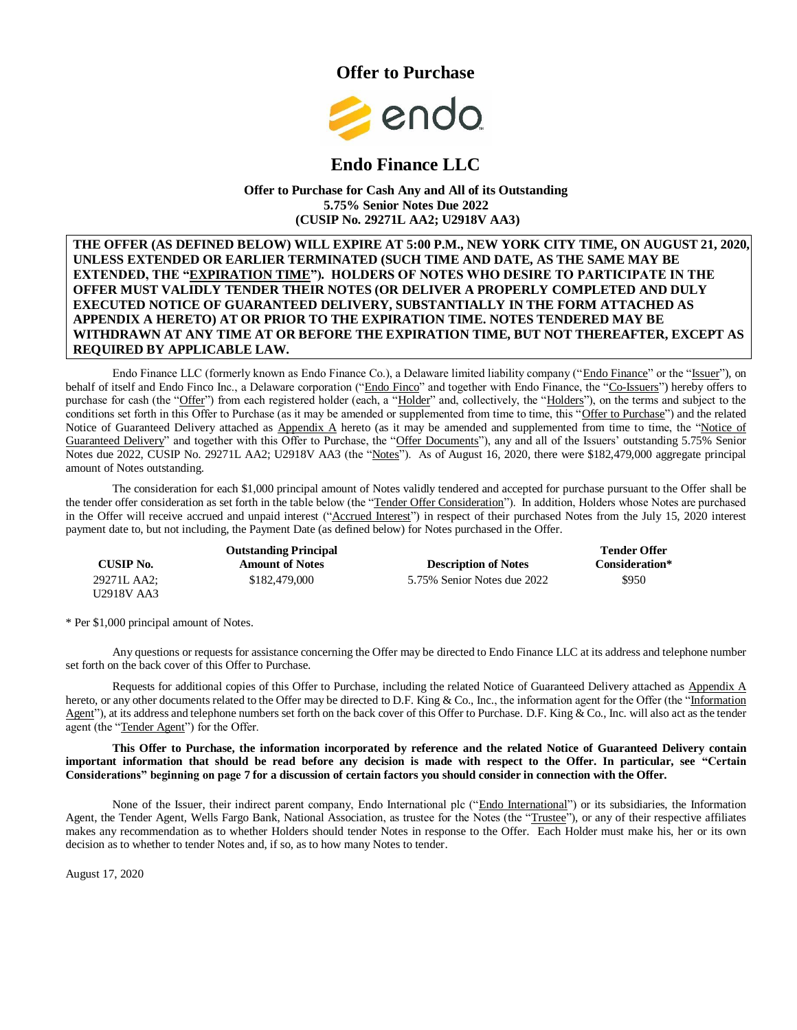# Offer to Purchase

# Endo Finance LLC

**Offer to Purchase for Cash Any and All of its Outstanding**
**5.75% Senior Notes Due 2022**
**(CUSIP No. 29271L AA2; U2918V AA3)**

**THE OFFER (AS DEFINED BELOW) WILL EXPIRE AT 5:00 P.M., NEW YORK CITY TIME, ON AUGUST 21, 2020, UNLESS EXTENDED OR EARLIER TERMINATED (SUCH TIME AND DATE, AS THE SAME MAY BE EXTENDED, THE "EXPIRATION TIME"). HOLDERS OF NOTES WHO DESIRE TO PARTICIPATE IN THE OFFER MUST VALIDLY TENDER THEIR NOTES (OR DELIVER A PROPERLY COMPLETED AND DULY EXECUTED NOTICE OF GUARANTEED DELIVERY, SUBSTANTIALLY IN THE FORM ATTACHED AS APPENDIX A HERETO) AT OR PRIOR TO THE EXPIRATION TIME. NOTES TENDERED MAY BE WITHDRAWN AT ANY TIME AT OR BEFORE THE EXPIRATION TIME, BUT NOT THEREAFTER, EXCEPT AS REQUIRED BY APPLICABLE LAW.**

Endo Finance LLC (formerly known as Endo Finance Co.), a Delaware limited liability company ("Endo Finance" or the "Issuer"), on behalf of itself and Endo Finco Inc., a Delaware corporation ("Endo Finco" and together with Endo Finance, the "Co-Issuers") hereby offers to purchase for cash (the "Offer") from each registered holder (each, a "Holder" and, collectively, the "Holders"), on the terms and subject to the conditions set forth in this Offer to Purchase (as it may be amended or supplemented from time to time, this "Offer to Purchase") and the related Notice of Guaranteed Delivery attached as Appendix A hereto (as it may be amended and supplemented from time to time, the "Notice of Guaranteed Delivery" and together with this Offer to Purchase, the "Offer Documents"), any and all of the Issuers' outstanding 5.75% Senior Notes due 2022, CUSIP No. 29271L AA2; U2918V AA3 (the "Notes"). As of August 16, 2020, there were $182,479,000 aggregate principal amount of Notes outstanding.

The consideration for each $1,000 principal amount of Notes validly tendered and accepted for purchase pursuant to the Offer shall be the tender offer consideration as set forth in the table below (the "Tender Offer Consideration"). In addition, Holders whose Notes are purchased in the Offer will receive accrued and unpaid interest ("Accrued Interest") in respect of their purchased Notes from the July 15, 2020 interest payment date to, but not including, the Payment Date (as defined below) for Notes purchased in the Offer.

| CUSIP No. | Outstanding Principal Amount of Notes | Description of Notes | Tender Offer Consideration* |
|---|---|---|---|
| 29271L AA2; U2918V AA3 | $182,479,000 | 5.75% Senior Notes due 2022 | $950 |

* Per $1,000 principal amount of Notes.

Any questions or requests for assistance concerning the Offer may be directed to Endo Finance LLC at its address and telephone number set forth on the back cover of this Offer to Purchase.

Requests for additional copies of this Offer to Purchase, including the related Notice of Guaranteed Delivery attached as Appendix A hereto, or any other documents related to the Offer may be directed to D.F. King & Co., Inc., the information agent for the Offer (the "Information Agent"), at its address and telephone numbers set forth on the back cover of this Offer to Purchase. D.F. King & Co., Inc. will also act as the tender agent (the "Tender Agent") for the Offer.

**This Offer to Purchase, the information incorporated by reference and the related Notice of Guaranteed Delivery contain important information that should be read before any decision is made with respect to the Offer. In particular, see "Certain Considerations" beginning on page 7 for a discussion of certain factors you should consider in connection with the Offer.**

None of the Issuer, their indirect parent company, Endo International plc ("Endo International") or its subsidiaries, the Information Agent, the Tender Agent, Wells Fargo Bank, National Association, as trustee for the Notes (the "Trustee"), or any of their respective affiliates makes any recommendation as to whether Holders should tender Notes in response to the Offer. Each Holder must make his, her or its own decision as to whether to tender Notes and, if so, as to how many Notes to tender.

August 17, 2020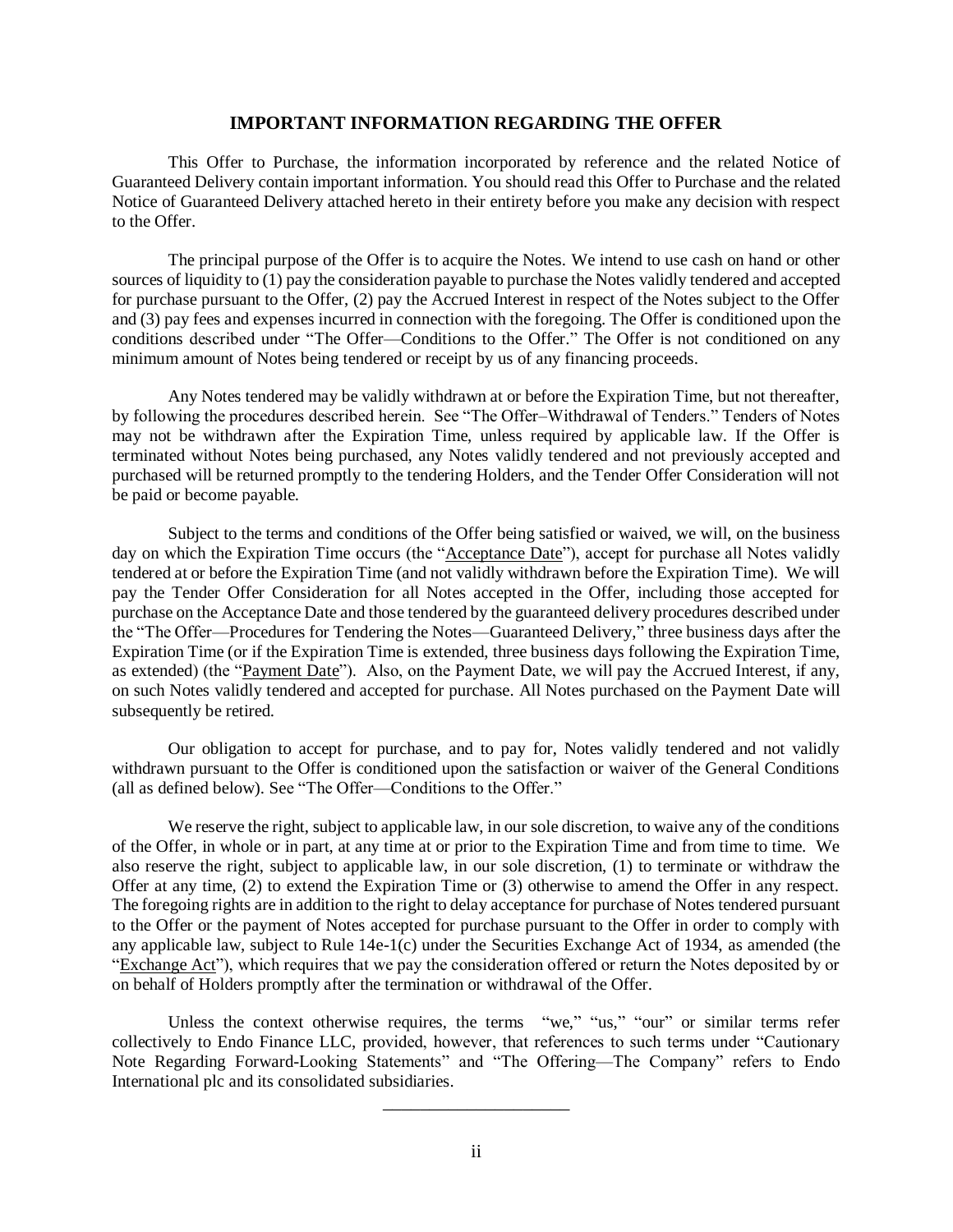## IMPORTANT INFORMATION REGARDING THE OFFER

This Offer to Purchase, the information incorporated by reference and the related Notice of Guaranteed Delivery contain important information. You should read this Offer to Purchase and the related Notice of Guaranteed Delivery attached hereto in their entirety before you make any decision with respect to the Offer.

The principal purpose of the Offer is to acquire the Notes. We intend to use cash on hand or other sources of liquidity to (1) pay the consideration payable to purchase the Notes validly tendered and accepted for purchase pursuant to the Offer, (2) pay the Accrued Interest in respect of the Notes subject to the Offer and (3) pay fees and expenses incurred in connection with the foregoing. The Offer is conditioned upon the conditions described under "The Offer—Conditions to the Offer." The Offer is not conditioned on any minimum amount of Notes being tendered or receipt by us of any financing proceeds.

Any Notes tendered may be validly withdrawn at or before the Expiration Time, but not thereafter, by following the procedures described herein. See "The Offer–Withdrawal of Tenders." Tenders of Notes may not be withdrawn after the Expiration Time, unless required by applicable law. If the Offer is terminated without Notes being purchased, any Notes validly tendered and not previously accepted and purchased will be returned promptly to the tendering Holders, and the Tender Offer Consideration will not be paid or become payable.

Subject to the terms and conditions of the Offer being satisfied or waived, we will, on the business day on which the Expiration Time occurs (the "Acceptance Date"), accept for purchase all Notes validly tendered at or before the Expiration Time (and not validly withdrawn before the Expiration Time). We will pay the Tender Offer Consideration for all Notes accepted in the Offer, including those accepted for purchase on the Acceptance Date and those tendered by the guaranteed delivery procedures described under the "The Offer—Procedures for Tendering the Notes—Guaranteed Delivery," three business days after the Expiration Time (or if the Expiration Time is extended, three business days following the Expiration Time, as extended) (the "Payment Date"). Also, on the Payment Date, we will pay the Accrued Interest, if any, on such Notes validly tendered and accepted for purchase. All Notes purchased on the Payment Date will subsequently be retired.

Our obligation to accept for purchase, and to pay for, Notes validly tendered and not validly withdrawn pursuant to the Offer is conditioned upon the satisfaction or waiver of the General Conditions (all as defined below). See "The Offer—Conditions to the Offer."

We reserve the right, subject to applicable law, in our sole discretion, to waive any of the conditions of the Offer, in whole or in part, at any time at or prior to the Expiration Time and from time to time. We also reserve the right, subject to applicable law, in our sole discretion, (1) to terminate or withdraw the Offer at any time, (2) to extend the Expiration Time or (3) otherwise to amend the Offer in any respect. The foregoing rights are in addition to the right to delay acceptance for purchase of Notes tendered pursuant to the Offer or the payment of Notes accepted for purchase pursuant to the Offer in order to comply with any applicable law, subject to Rule 14e-1(c) under the Securities Exchange Act of 1934, as amended (the "Exchange Act"), which requires that we pay the consideration offered or return the Notes deposited by or on behalf of Holders promptly after the termination or withdrawal of the Offer.

Unless the context otherwise requires, the terms "we," "us," "our" or similar terms refer collectively to Endo Finance LLC, provided, however, that references to such terms under "Cautionary Note Regarding Forward-Looking Statements" and "The Offering—The Company" refers to Endo International plc and its consolidated subsidiaries.

---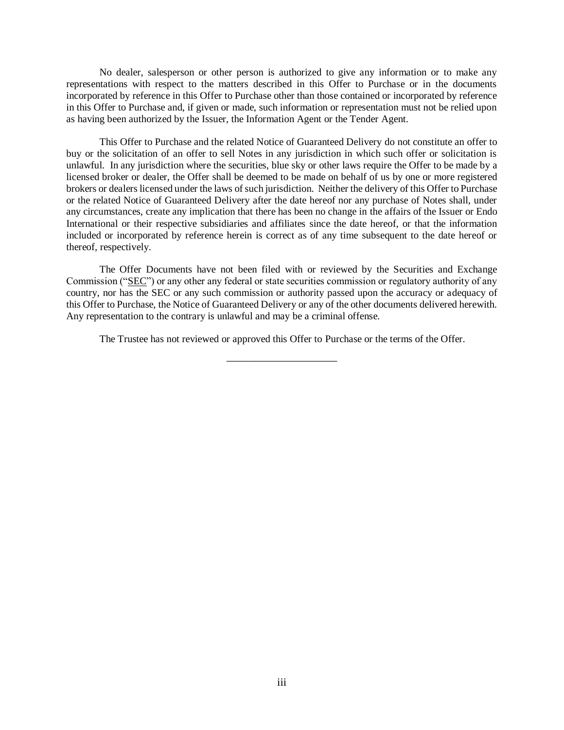No dealer, salesperson or other person is authorized to give any information or to make any representations with respect to the matters described in this Offer to Purchase or in the documents incorporated by reference in this Offer to Purchase other than those contained or incorporated by reference in this Offer to Purchase and, if given or made, such information or representation must not be relied upon as having been authorized by the Issuer, the Information Agent or the Tender Agent.

This Offer to Purchase and the related Notice of Guaranteed Delivery do not constitute an offer to buy or the solicitation of an offer to sell Notes in any jurisdiction in which such offer or solicitation is unlawful. In any jurisdiction where the securities, blue sky or other laws require the Offer to be made by a licensed broker or dealer, the Offer shall be deemed to be made on behalf of us by one or more registered brokers or dealers licensed under the laws of such jurisdiction. Neither the delivery of this Offer to Purchase or the related Notice of Guaranteed Delivery after the date hereof nor any purchase of Notes shall, under any circumstances, create any implication that there has been no change in the affairs of the Issuer or Endo International or their respective subsidiaries and affiliates since the date hereof, or that the information included or incorporated by reference herein is correct as of any time subsequent to the date hereof or thereof, respectively.

The Offer Documents have not been filed with or reviewed by the Securities and Exchange Commission ("SEC") or any other any federal or state securities commission or regulatory authority of any country, nor has the SEC or any such commission or authority passed upon the accuracy or adequacy of this Offer to Purchase, the Notice of Guaranteed Delivery or any of the other documents delivered herewith. Any representation to the contrary is unlawful and may be a criminal offense.

The Trustee has not reviewed or approved this Offer to Purchase or the terms of the Offer.

---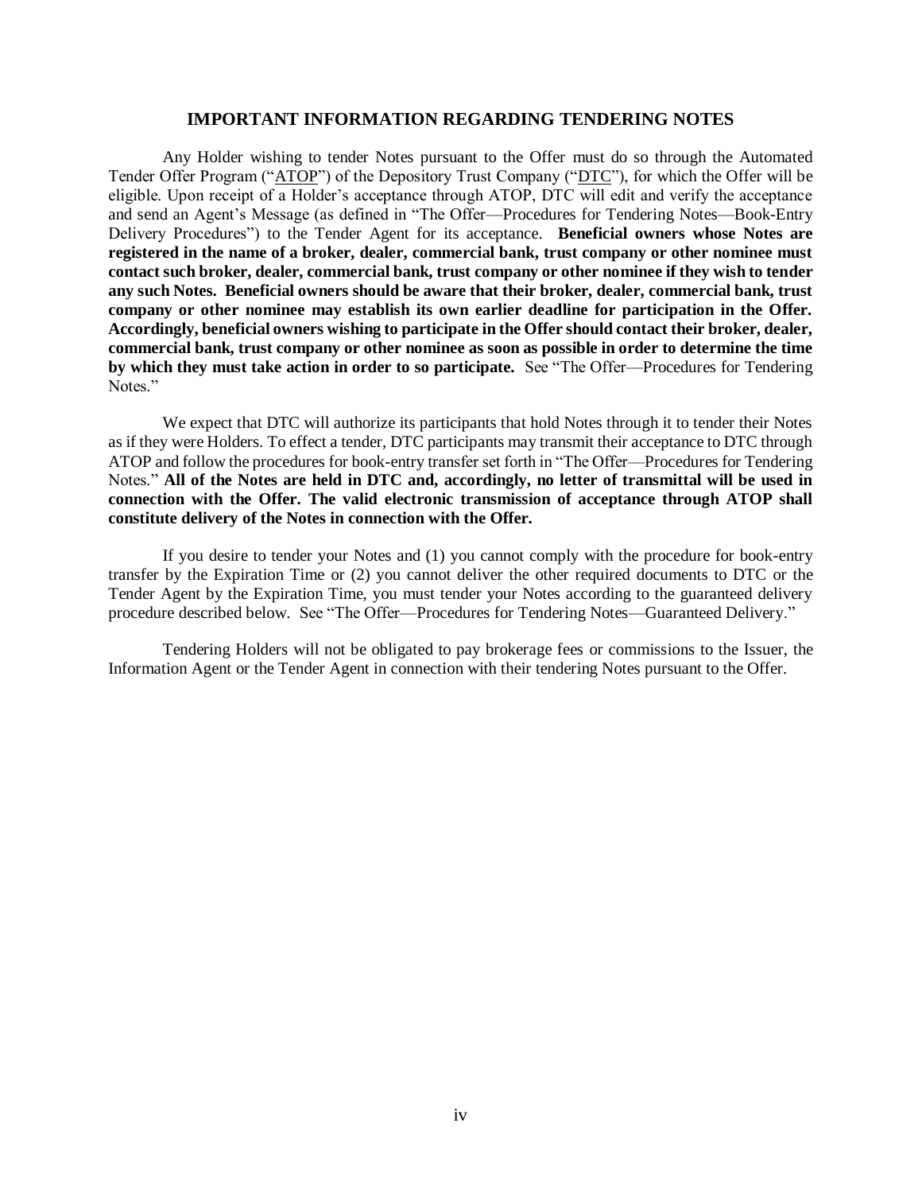## IMPORTANT INFORMATION REGARDING TENDERING NOTES

Any Holder wishing to tender Notes pursuant to the Offer must do so through the Automated Tender Offer Program ("ATOP") of the Depository Trust Company ("DTC"), for which the Offer will be eligible. Upon receipt of a Holder's acceptance through ATOP, DTC will edit and verify the acceptance and send an Agent's Message (as defined in "The Offer—Procedures for Tendering Notes—Book-Entry Delivery Procedures") to the Tender Agent for its acceptance. **Beneficial owners whose Notes are registered in the name of a broker, dealer, commercial bank, trust company or other nominee must contact such broker, dealer, commercial bank, trust company or other nominee if they wish to tender any such Notes. Beneficial owners should be aware that their broker, dealer, commercial bank, trust company or other nominee may establish its own earlier deadline for participation in the Offer. Accordingly, beneficial owners wishing to participate in the Offer should contact their broker, dealer, commercial bank, trust company or other nominee as soon as possible in order to determine the time by which they must take action in order to so participate.** See "The Offer—Procedures for Tendering Notes."

We expect that DTC will authorize its participants that hold Notes through it to tender their Notes as if they were Holders. To effect a tender, DTC participants may transmit their acceptance to DTC through ATOP and follow the procedures for book-entry transfer set forth in "The Offer—Procedures for Tendering Notes." **All of the Notes are held in DTC and, accordingly, no letter of transmittal will be used in connection with the Offer. The valid electronic transmission of acceptance through ATOP shall constitute delivery of the Notes in connection with the Offer.**

If you desire to tender your Notes and (1) you cannot comply with the procedure for book-entry transfer by the Expiration Time or (2) you cannot deliver the other required documents to DTC or the Tender Agent by the Expiration Time, you must tender your Notes according to the guaranteed delivery procedure described below. See "The Offer—Procedures for Tendering Notes—Guaranteed Delivery."

Tendering Holders will not be obligated to pay brokerage fees or commissions to the Issuer, the Information Agent or the Tender Agent in connection with their tendering Notes pursuant to the Offer.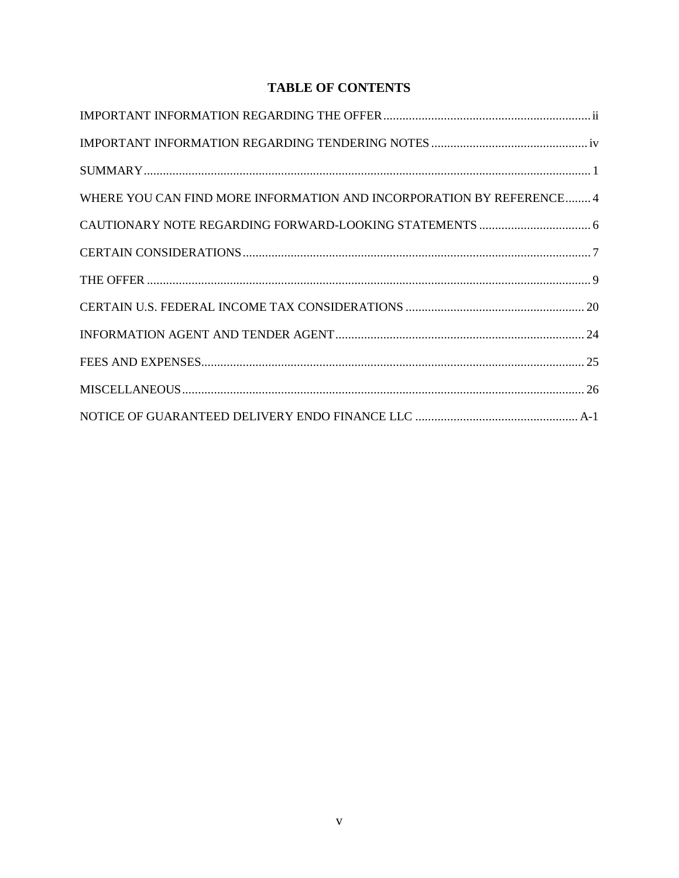# TABLE OF CONTENTS

| | |
|---|---|
| IMPORTANT INFORMATION REGARDING THE OFFER | ii |
| IMPORTANT INFORMATION REGARDING TENDERING NOTES | iv |
| SUMMARY | 1 |
| WHERE YOU CAN FIND MORE INFORMATION AND INCORPORATION BY REFERENCE | 4 |
| CAUTIONARY NOTE REGARDING FORWARD-LOOKING STATEMENTS | 6 |
| CERTAIN CONSIDERATIONS | 7 |
| THE OFFER | 9 |
| CERTAIN U.S. FEDERAL INCOME TAX CONSIDERATIONS | 20 |
| INFORMATION AGENT AND TENDER AGENT | 24 |
| FEES AND EXPENSES | 25 |
| MISCELLANEOUS | 26 |
| NOTICE OF GUARANTEED DELIVERY ENDO FINANCE LLC | A-1 |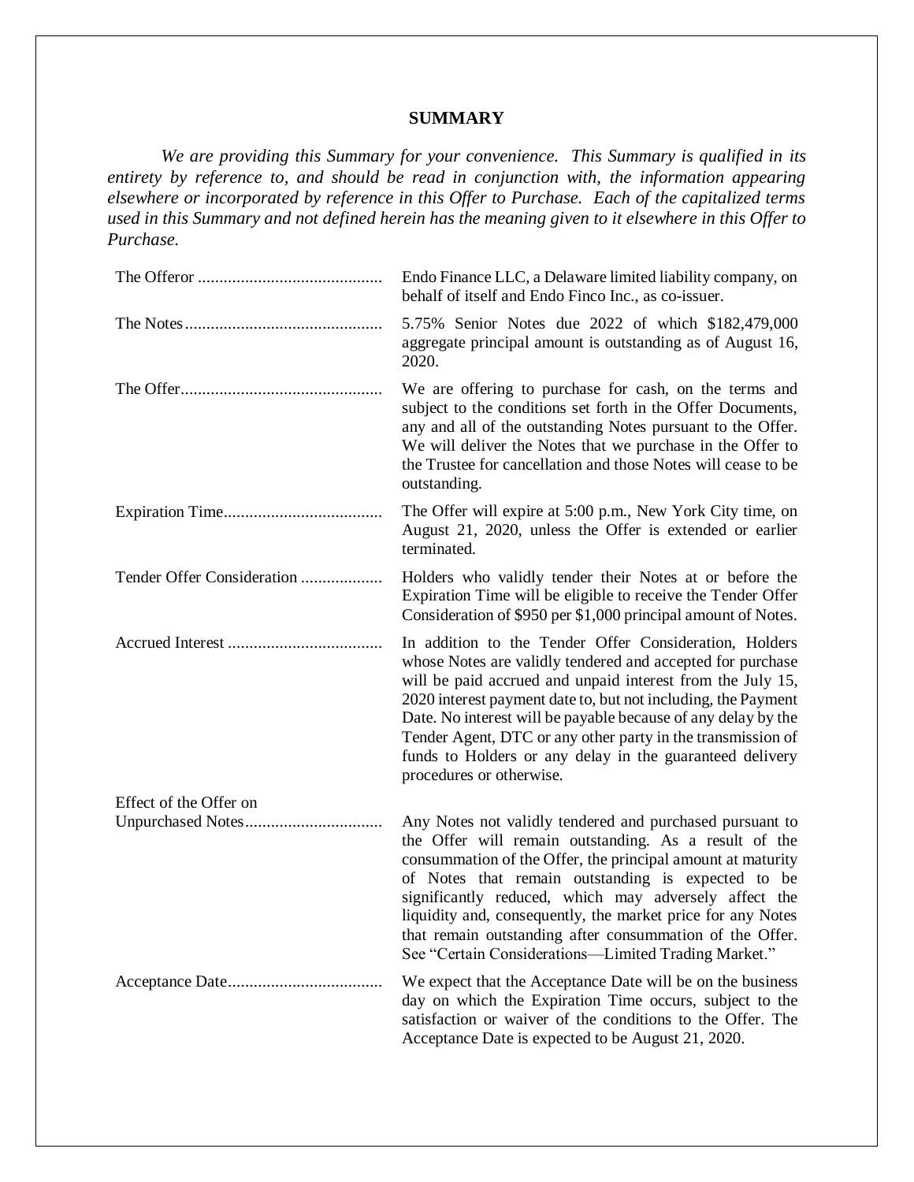# SUMMARY

*We are providing this Summary for your convenience. This Summary is qualified in its entirety by reference to, and should be read in conjunction with, the information appearing elsewhere or incorporated by reference in this Offer to Purchase. Each of the capitalized terms used in this Summary and not defined herein has the meaning given to it elsewhere in this Offer to Purchase.*

| | |
|---|---|
| The Offeror | Endo Finance LLC, a Delaware limited liability company, on behalf of itself and Endo Finco Inc., as co-issuer. |
| The Notes | 5.75% Senior Notes due 2022 of which $182,479,000 aggregate principal amount is outstanding as of August 16, 2020. |
| The Offer | We are offering to purchase for cash, on the terms and subject to the conditions set forth in the Offer Documents, any and all of the outstanding Notes pursuant to the Offer. We will deliver the Notes that we purchase in the Offer to the Trustee for cancellation and those Notes will cease to be outstanding. |
| Expiration Time | The Offer will expire at 5:00 p.m., New York City time, on August 21, 2020, unless the Offer is extended or earlier terminated. |
| Tender Offer Consideration | Holders who validly tender their Notes at or before the Expiration Time will be eligible to receive the Tender Offer Consideration of $950 per $1,000 principal amount of Notes. |
| Accrued Interest | In addition to the Tender Offer Consideration, Holders whose Notes are validly tendered and accepted for purchase will be paid accrued and unpaid interest from the July 15, 2020 interest payment date to, but not including, the Payment Date. No interest will be payable because of any delay by the Tender Agent, DTC or any other party in the transmission of funds to Holders or any delay in the guaranteed delivery procedures or otherwise. |
| Effect of the Offer on Unpurchased Notes | Any Notes not validly tendered and purchased pursuant to the Offer will remain outstanding. As a result of the consummation of the Offer, the principal amount at maturity of Notes that remain outstanding is expected to be significantly reduced, which may adversely affect the liquidity and, consequently, the market price for any Notes that remain outstanding after consummation of the Offer. See "Certain Considerations—Limited Trading Market." |
| Acceptance Date | We expect that the Acceptance Date will be on the business day on which the Expiration Time occurs, subject to the satisfaction or waiver of the conditions to the Offer. The Acceptance Date is expected to be August 21, 2020. |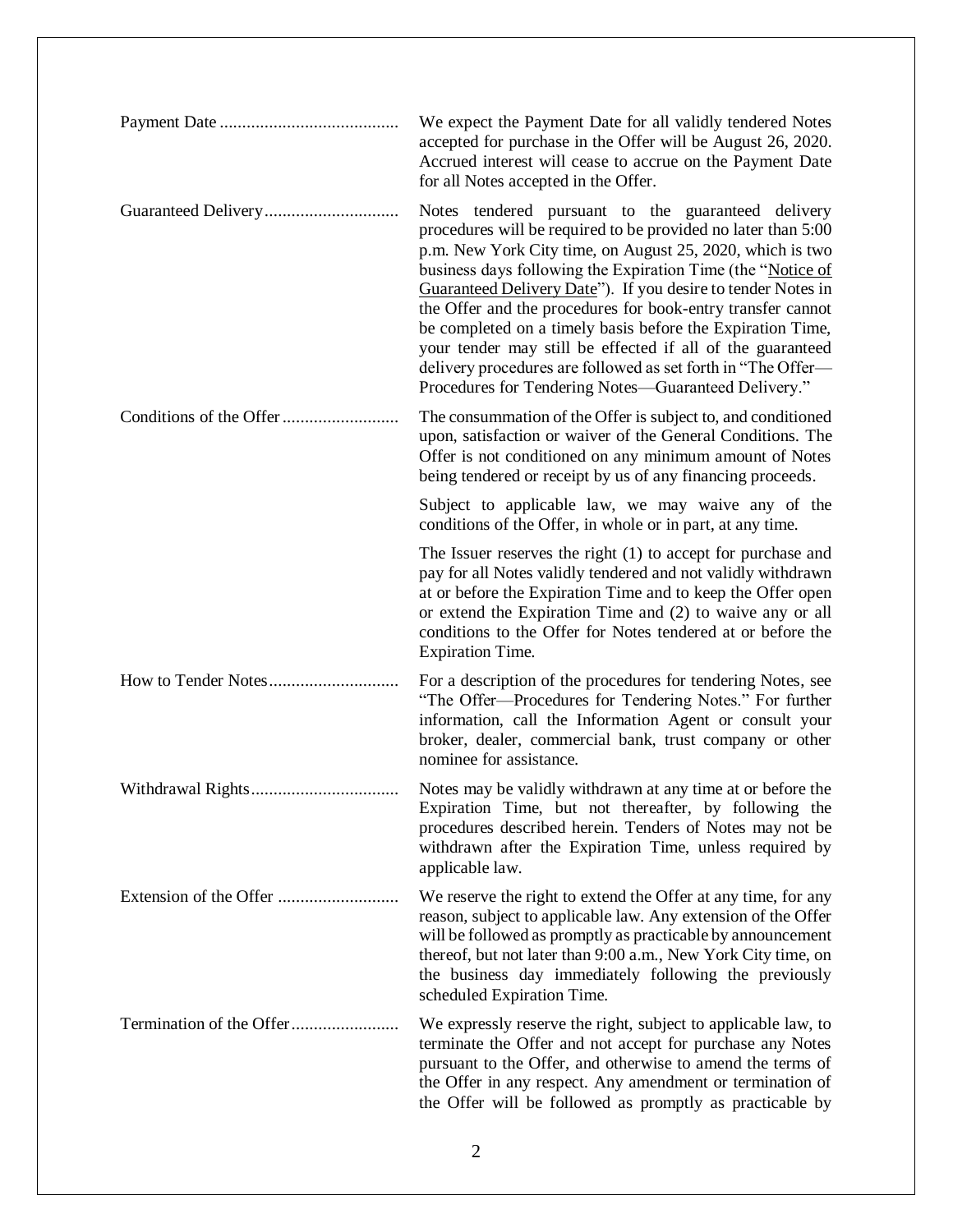**Payment Date** — We expect the Payment Date for all validly tendered Notes accepted for purchase in the Offer will be August 26, 2020. Accrued interest will cease to accrue on the Payment Date for all Notes accepted in the Offer.

**Guaranteed Delivery** — Notes tendered pursuant to the guaranteed delivery procedures will be required to be provided no later than 5:00 p.m. New York City time, on August 25, 2020, which is two business days following the Expiration Time (the "Notice of Guaranteed Delivery Date"). If you desire to tender Notes in the Offer and the procedures for book-entry transfer cannot be completed on a timely basis before the Expiration Time, your tender may still be effected if all of the guaranteed delivery procedures are followed as set forth in "The Offer—Procedures for Tendering Notes—Guaranteed Delivery."

**Conditions of the Offer** — The consummation of the Offer is subject to, and conditioned upon, satisfaction or waiver of the General Conditions. The Offer is not conditioned on any minimum amount of Notes being tendered or receipt by us of any financing proceeds.

Subject to applicable law, we may waive any of the conditions of the Offer, in whole or in part, at any time.

The Issuer reserves the right (1) to accept for purchase and pay for all Notes validly tendered and not validly withdrawn at or before the Expiration Time and to keep the Offer open or extend the Expiration Time and (2) to waive any or all conditions to the Offer for Notes tendered at or before the Expiration Time.

**How to Tender Notes** — For a description of the procedures for tendering Notes, see "The Offer—Procedures for Tendering Notes." For further information, call the Information Agent or consult your broker, dealer, commercial bank, trust company or other nominee for assistance.

**Withdrawal Rights** — Notes may be validly withdrawn at any time at or before the Expiration Time, but not thereafter, by following the procedures described herein. Tenders of Notes may not be withdrawn after the Expiration Time, unless required by applicable law.

**Extension of the Offer** — We reserve the right to extend the Offer at any time, for any reason, subject to applicable law. Any extension of the Offer will be followed as promptly as practicable by announcement thereof, but not later than 9:00 a.m., New York City time, on the business day immediately following the previously scheduled Expiration Time.

**Termination of the Offer** — We expressly reserve the right, subject to applicable law, to terminate the Offer and not accept for purchase any Notes pursuant to the Offer, and otherwise to amend the terms of the Offer in any respect. Any amendment or termination of the Offer will be followed as promptly as practicable by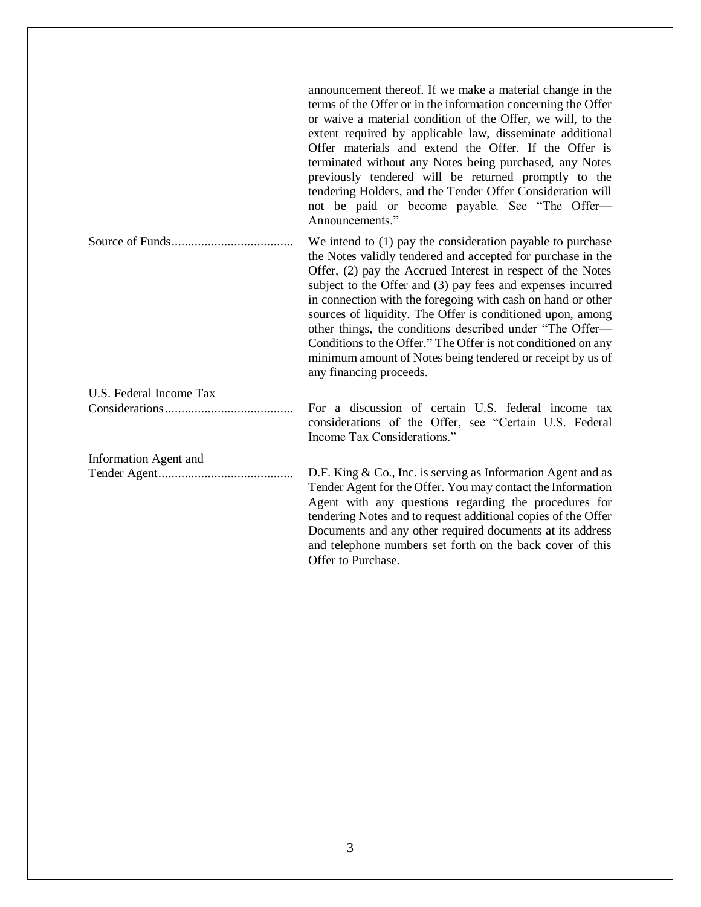| | |
|---|---|
| | announcement thereof. If we make a material change in the terms of the Offer or in the information concerning the Offer or waive a material condition of the Offer, we will, to the extent required by applicable law, disseminate additional Offer materials and extend the Offer. If the Offer is terminated without any Notes being purchased, any Notes previously tendered will be returned promptly to the tendering Holders, and the Tender Offer Consideration will not be paid or become payable. See "The Offer—Announcements." |
| Source of Funds | We intend to (1) pay the consideration payable to purchase the Notes validly tendered and accepted for purchase in the Offer, (2) pay the Accrued Interest in respect of the Notes subject to the Offer and (3) pay fees and expenses incurred in connection with the foregoing with cash on hand or other sources of liquidity. The Offer is conditioned upon, among other things, the conditions described under "The Offer—Conditions to the Offer." The Offer is not conditioned on any minimum amount of Notes being tendered or receipt by us of any financing proceeds. |
| U.S. Federal Income Tax Considerations | For a discussion of certain U.S. federal income tax considerations of the Offer, see "Certain U.S. Federal Income Tax Considerations." |
| Information Agent and Tender Agent | D.F. King & Co., Inc. is serving as Information Agent and as Tender Agent for the Offer. You may contact the Information Agent with any questions regarding the procedures for tendering Notes and to request additional copies of the Offer Documents and any other required documents at its address and telephone numbers set forth on the back cover of this Offer to Purchase. |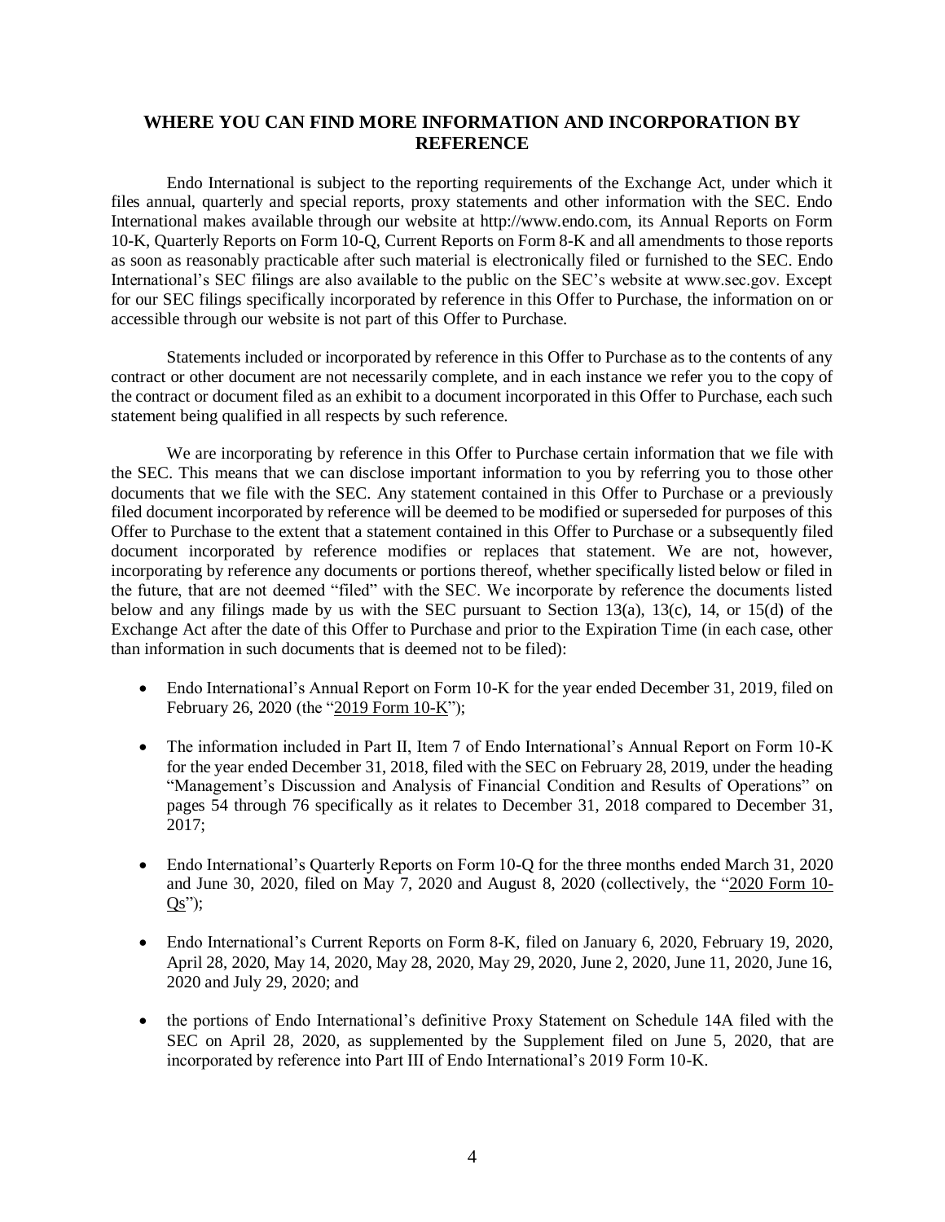## WHERE YOU CAN FIND MORE INFORMATION AND INCORPORATION BY REFERENCE

Endo International is subject to the reporting requirements of the Exchange Act, under which it files annual, quarterly and special reports, proxy statements and other information with the SEC. Endo International makes available through our website at http://www.endo.com, its Annual Reports on Form 10-K, Quarterly Reports on Form 10-Q, Current Reports on Form 8-K and all amendments to those reports as soon as reasonably practicable after such material is electronically filed or furnished to the SEC. Endo International's SEC filings are also available to the public on the SEC's website at www.sec.gov. Except for our SEC filings specifically incorporated by reference in this Offer to Purchase, the information on or accessible through our website is not part of this Offer to Purchase.

Statements included or incorporated by reference in this Offer to Purchase as to the contents of any contract or other document are not necessarily complete, and in each instance we refer you to the copy of the contract or document filed as an exhibit to a document incorporated in this Offer to Purchase, each such statement being qualified in all respects by such reference.

We are incorporating by reference in this Offer to Purchase certain information that we file with the SEC. This means that we can disclose important information to you by referring you to those other documents that we file with the SEC. Any statement contained in this Offer to Purchase or a previously filed document incorporated by reference will be deemed to be modified or superseded for purposes of this Offer to Purchase to the extent that a statement contained in this Offer to Purchase or a subsequently filed document incorporated by reference modifies or replaces that statement. We are not, however, incorporating by reference any documents or portions thereof, whether specifically listed below or filed in the future, that are not deemed "filed" with the SEC. We incorporate by reference the documents listed below and any filings made by us with the SEC pursuant to Section 13(a), 13(c), 14, or 15(d) of the Exchange Act after the date of this Offer to Purchase and prior to the Expiration Time (in each case, other than information in such documents that is deemed not to be filed):

- Endo International's Annual Report on Form 10-K for the year ended December 31, 2019, filed on February 26, 2020 (the "2019 Form 10-K");
- The information included in Part II, Item 7 of Endo International's Annual Report on Form 10-K for the year ended December 31, 2018, filed with the SEC on February 28, 2019, under the heading "Management's Discussion and Analysis of Financial Condition and Results of Operations" on pages 54 through 76 specifically as it relates to December 31, 2018 compared to December 31, 2017;
- Endo International's Quarterly Reports on Form 10-Q for the three months ended March 31, 2020 and June 30, 2020, filed on May 7, 2020 and August 8, 2020 (collectively, the "2020 Form 10-Qs");
- Endo International's Current Reports on Form 8-K, filed on January 6, 2020, February 19, 2020, April 28, 2020, May 14, 2020, May 28, 2020, May 29, 2020, June 2, 2020, June 11, 2020, June 16, 2020 and July 29, 2020; and
- the portions of Endo International's definitive Proxy Statement on Schedule 14A filed with the SEC on April 28, 2020, as supplemented by the Supplement filed on June 5, 2020, that are incorporated by reference into Part III of Endo International's 2019 Form 10-K.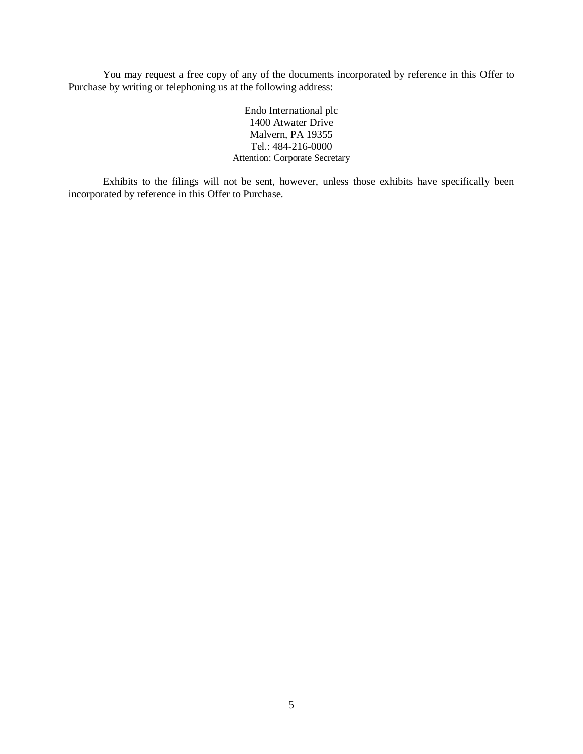You may request a free copy of any of the documents incorporated by reference in this Offer to Purchase by writing or telephoning us at the following address:

Endo International plc
1400 Atwater Drive
Malvern, PA 19355
Tel.: 484-216-0000
Attention: Corporate Secretary

Exhibits to the filings will not be sent, however, unless those exhibits have specifically been incorporated by reference in this Offer to Purchase.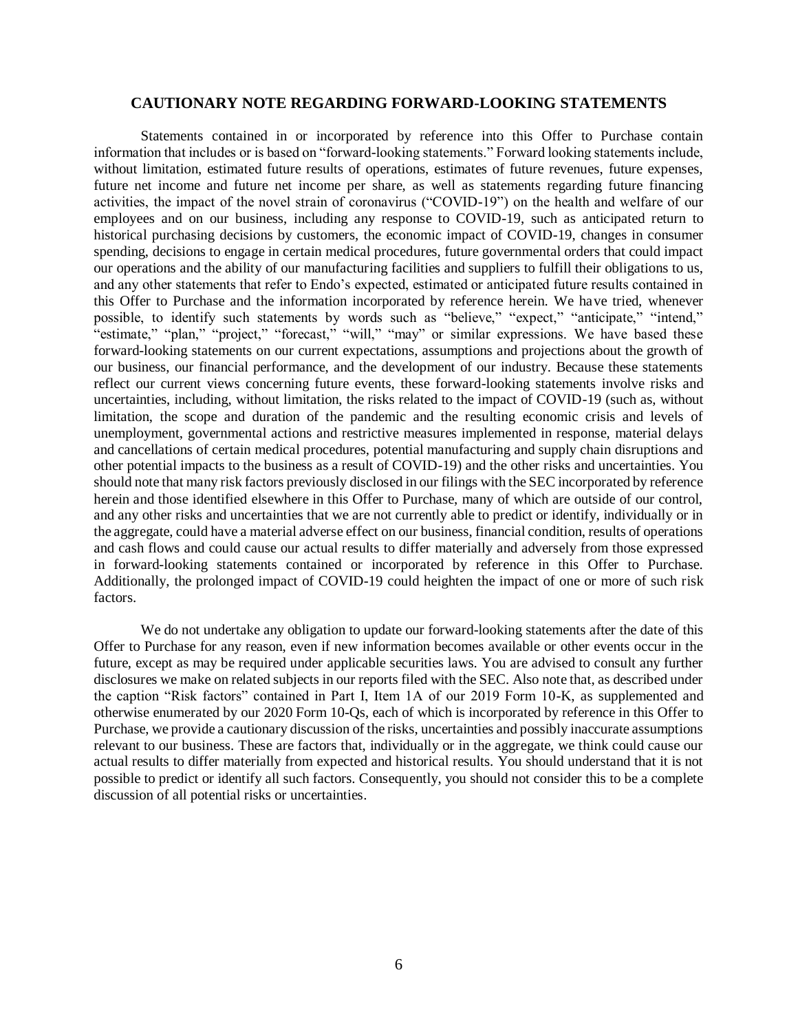## CAUTIONARY NOTE REGARDING FORWARD-LOOKING STATEMENTS

Statements contained in or incorporated by reference into this Offer to Purchase contain information that includes or is based on "forward-looking statements." Forward looking statements include, without limitation, estimated future results of operations, estimates of future revenues, future expenses, future net income and future net income per share, as well as statements regarding future financing activities, the impact of the novel strain of coronavirus ("COVID-19") on the health and welfare of our employees and on our business, including any response to COVID-19, such as anticipated return to historical purchasing decisions by customers, the economic impact of COVID-19, changes in consumer spending, decisions to engage in certain medical procedures, future governmental orders that could impact our operations and the ability of our manufacturing facilities and suppliers to fulfill their obligations to us, and any other statements that refer to Endo's expected, estimated or anticipated future results contained in this Offer to Purchase and the information incorporated by reference herein. We have tried, whenever possible, to identify such statements by words such as "believe," "expect," "anticipate," "intend," "estimate," "plan," "project," "forecast," "will," "may" or similar expressions. We have based these forward-looking statements on our current expectations, assumptions and projections about the growth of our business, our financial performance, and the development of our industry. Because these statements reflect our current views concerning future events, these forward-looking statements involve risks and uncertainties, including, without limitation, the risks related to the impact of COVID-19 (such as, without limitation, the scope and duration of the pandemic and the resulting economic crisis and levels of unemployment, governmental actions and restrictive measures implemented in response, material delays and cancellations of certain medical procedures, potential manufacturing and supply chain disruptions and other potential impacts to the business as a result of COVID-19) and the other risks and uncertainties. You should note that many risk factors previously disclosed in our filings with the SEC incorporated by reference herein and those identified elsewhere in this Offer to Purchase, many of which are outside of our control, and any other risks and uncertainties that we are not currently able to predict or identify, individually or in the aggregate, could have a material adverse effect on our business, financial condition, results of operations and cash flows and could cause our actual results to differ materially and adversely from those expressed in forward-looking statements contained or incorporated by reference in this Offer to Purchase. Additionally, the prolonged impact of COVID-19 could heighten the impact of one or more of such risk factors.

We do not undertake any obligation to update our forward-looking statements after the date of this Offer to Purchase for any reason, even if new information becomes available or other events occur in the future, except as may be required under applicable securities laws. You are advised to consult any further disclosures we make on related subjects in our reports filed with the SEC. Also note that, as described under the caption "Risk factors" contained in Part I, Item 1A of our 2019 Form 10-K, as supplemented and otherwise enumerated by our 2020 Form 10-Qs, each of which is incorporated by reference in this Offer to Purchase, we provide a cautionary discussion of the risks, uncertainties and possibly inaccurate assumptions relevant to our business. These are factors that, individually or in the aggregate, we think could cause our actual results to differ materially from expected and historical results. You should understand that it is not possible to predict or identify all such factors. Consequently, you should not consider this to be a complete discussion of all potential risks or uncertainties.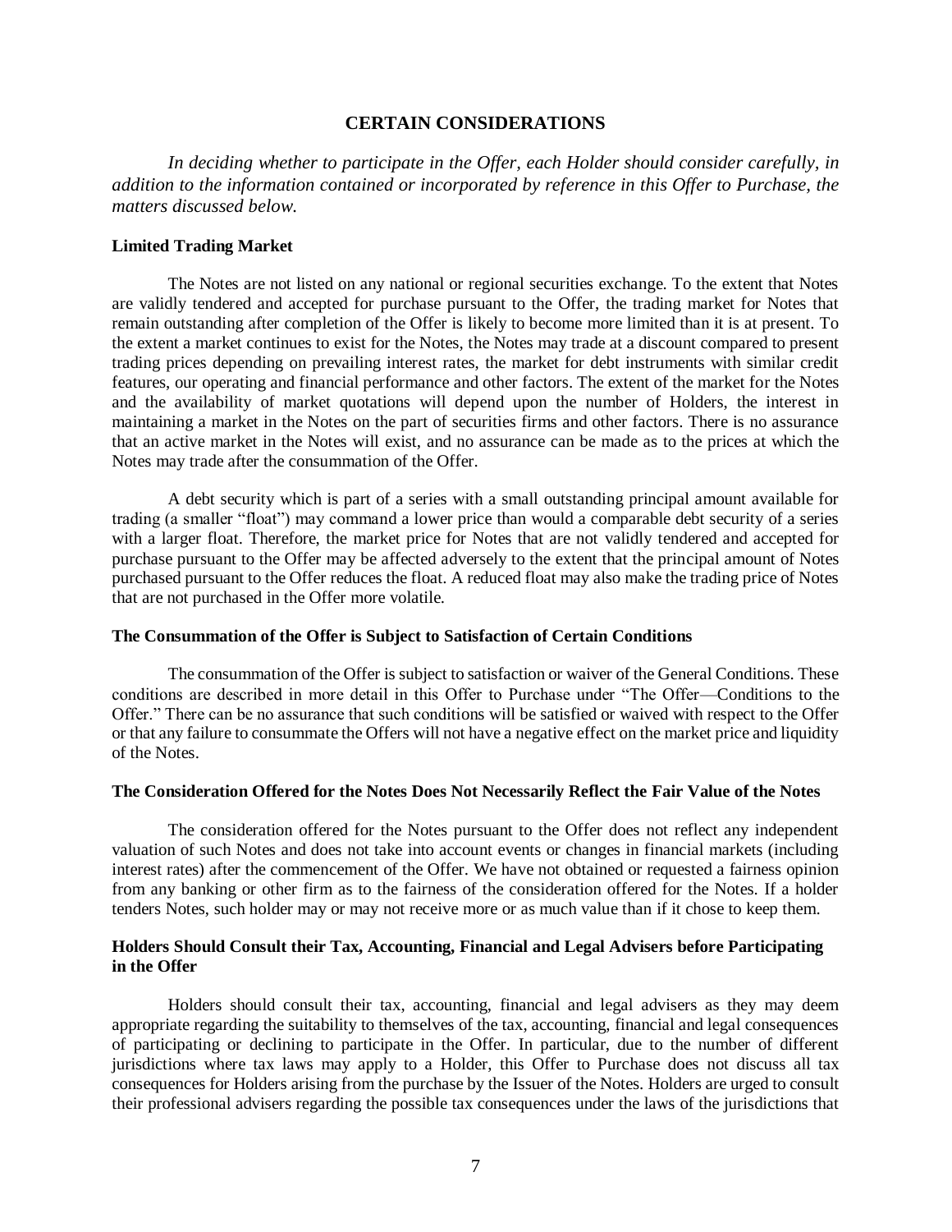## CERTAIN CONSIDERATIONS

*In deciding whether to participate in the Offer, each Holder should consider carefully, in addition to the information contained or incorporated by reference in this Offer to Purchase, the matters discussed below.*

### Limited Trading Market

The Notes are not listed on any national or regional securities exchange. To the extent that Notes are validly tendered and accepted for purchase pursuant to the Offer, the trading market for Notes that remain outstanding after completion of the Offer is likely to become more limited than it is at present. To the extent a market continues to exist for the Notes, the Notes may trade at a discount compared to present trading prices depending on prevailing interest rates, the market for debt instruments with similar credit features, our operating and financial performance and other factors. The extent of the market for the Notes and the availability of market quotations will depend upon the number of Holders, the interest in maintaining a market in the Notes on the part of securities firms and other factors. There is no assurance that an active market in the Notes will exist, and no assurance can be made as to the prices at which the Notes may trade after the consummation of the Offer.

A debt security which is part of a series with a small outstanding principal amount available for trading (a smaller "float") may command a lower price than would a comparable debt security of a series with a larger float. Therefore, the market price for Notes that are not validly tendered and accepted for purchase pursuant to the Offer may be affected adversely to the extent that the principal amount of Notes purchased pursuant to the Offer reduces the float. A reduced float may also make the trading price of Notes that are not purchased in the Offer more volatile.

### The Consummation of the Offer is Subject to Satisfaction of Certain Conditions

The consummation of the Offer is subject to satisfaction or waiver of the General Conditions. These conditions are described in more detail in this Offer to Purchase under "The Offer—Conditions to the Offer." There can be no assurance that such conditions will be satisfied or waived with respect to the Offer or that any failure to consummate the Offers will not have a negative effect on the market price and liquidity of the Notes.

### The Consideration Offered for the Notes Does Not Necessarily Reflect the Fair Value of the Notes

The consideration offered for the Notes pursuant to the Offer does not reflect any independent valuation of such Notes and does not take into account events or changes in financial markets (including interest rates) after the commencement of the Offer. We have not obtained or requested a fairness opinion from any banking or other firm as to the fairness of the consideration offered for the Notes. If a holder tenders Notes, such holder may or may not receive more or as much value than if it chose to keep them.

### Holders Should Consult their Tax, Accounting, Financial and Legal Advisers before Participating in the Offer

Holders should consult their tax, accounting, financial and legal advisers as they may deem appropriate regarding the suitability to themselves of the tax, accounting, financial and legal consequences of participating or declining to participate in the Offer. In particular, due to the number of different jurisdictions where tax laws may apply to a Holder, this Offer to Purchase does not discuss all tax consequences for Holders arising from the purchase by the Issuer of the Notes. Holders are urged to consult their professional advisers regarding the possible tax consequences under the laws of the jurisdictions that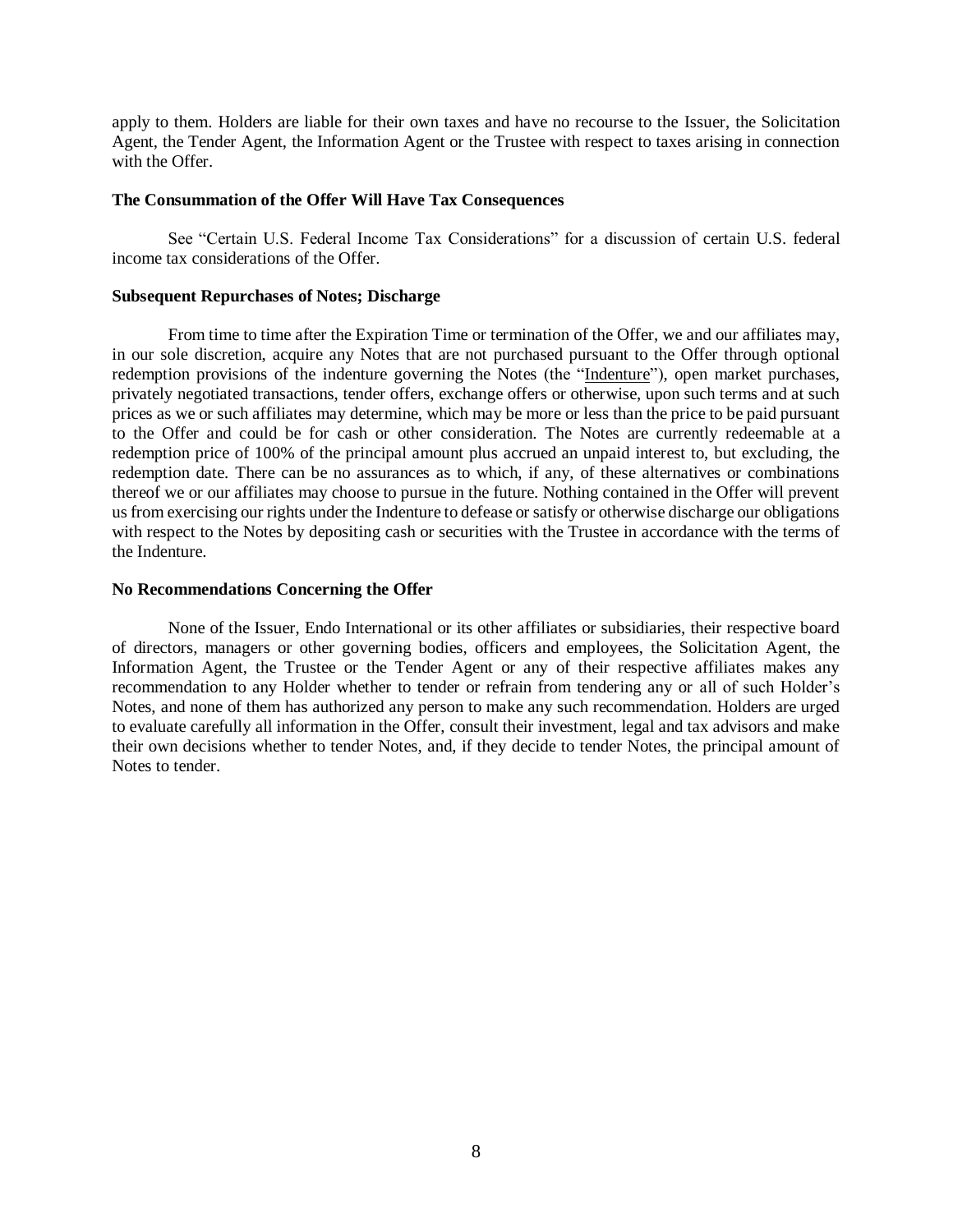apply to them. Holders are liable for their own taxes and have no recourse to the Issuer, the Solicitation Agent, the Tender Agent, the Information Agent or the Trustee with respect to taxes arising in connection with the Offer.

**The Consummation of the Offer Will Have Tax Consequences**

See "Certain U.S. Federal Income Tax Considerations" for a discussion of certain U.S. federal income tax considerations of the Offer.

**Subsequent Repurchases of Notes; Discharge**

From time to time after the Expiration Time or termination of the Offer, we and our affiliates may, in our sole discretion, acquire any Notes that are not purchased pursuant to the Offer through optional redemption provisions of the indenture governing the Notes (the "Indenture"), open market purchases, privately negotiated transactions, tender offers, exchange offers or otherwise, upon such terms and at such prices as we or such affiliates may determine, which may be more or less than the price to be paid pursuant to the Offer and could be for cash or other consideration. The Notes are currently redeemable at a redemption price of 100% of the principal amount plus accrued an unpaid interest to, but excluding, the redemption date. There can be no assurances as to which, if any, of these alternatives or combinations thereof we or our affiliates may choose to pursue in the future. Nothing contained in the Offer will prevent us from exercising our rights under the Indenture to defease or satisfy or otherwise discharge our obligations with respect to the Notes by depositing cash or securities with the Trustee in accordance with the terms of the Indenture.

**No Recommendations Concerning the Offer**

None of the Issuer, Endo International or its other affiliates or subsidiaries, their respective board of directors, managers or other governing bodies, officers and employees, the Solicitation Agent, the Information Agent, the Trustee or the Tender Agent or any of their respective affiliates makes any recommendation to any Holder whether to tender or refrain from tendering any or all of such Holder's Notes, and none of them has authorized any person to make any such recommendation. Holders are urged to evaluate carefully all information in the Offer, consult their investment, legal and tax advisors and make their own decisions whether to tender Notes, and, if they decide to tender Notes, the principal amount of Notes to tender.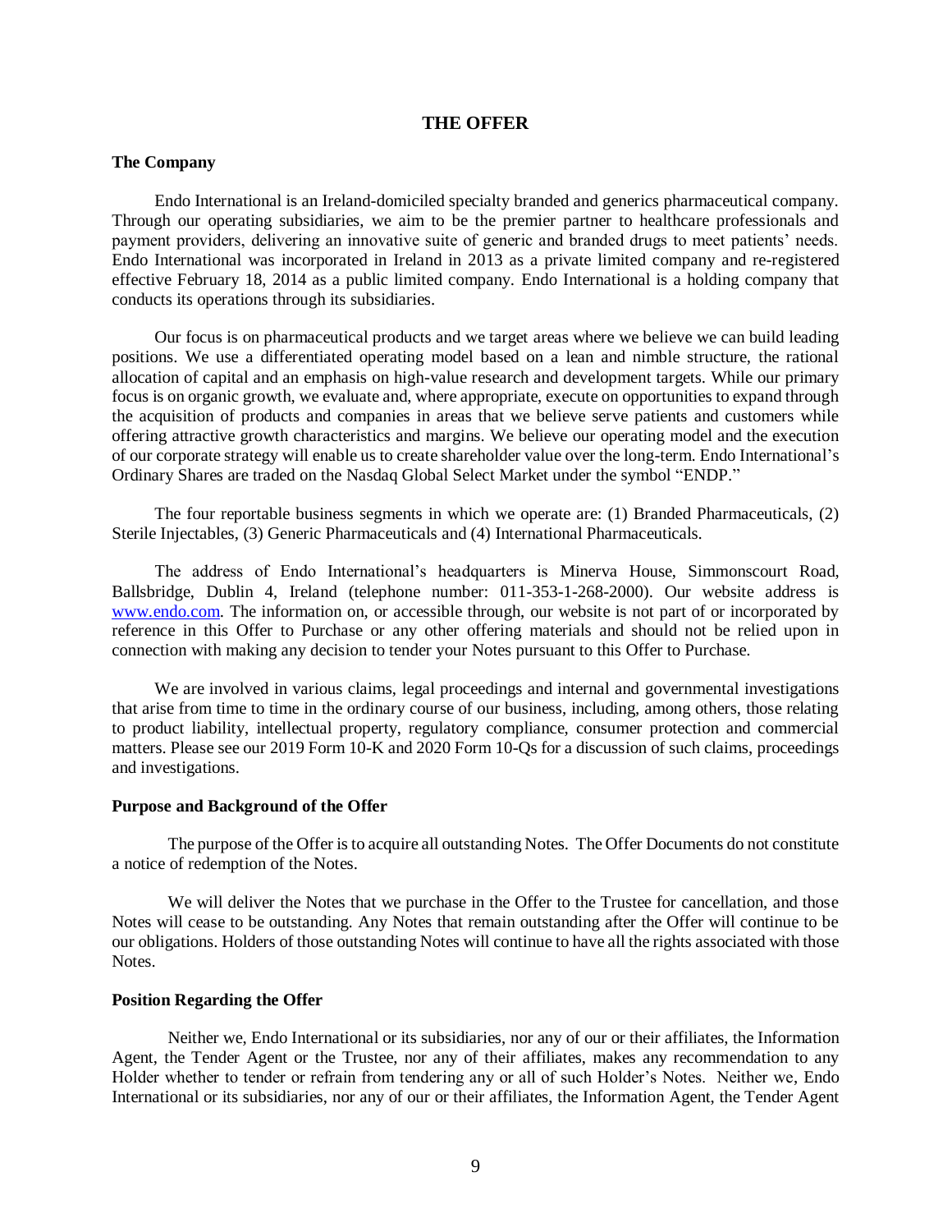## THE OFFER

### The Company

Endo International is an Ireland-domiciled specialty branded and generics pharmaceutical company. Through our operating subsidiaries, we aim to be the premier partner to healthcare professionals and payment providers, delivering an innovative suite of generic and branded drugs to meet patients' needs. Endo International was incorporated in Ireland in 2013 as a private limited company and re-registered effective February 18, 2014 as a public limited company. Endo International is a holding company that conducts its operations through its subsidiaries.

Our focus is on pharmaceutical products and we target areas where we believe we can build leading positions. We use a differentiated operating model based on a lean and nimble structure, the rational allocation of capital and an emphasis on high-value research and development targets. While our primary focus is on organic growth, we evaluate and, where appropriate, execute on opportunities to expand through the acquisition of products and companies in areas that we believe serve patients and customers while offering attractive growth characteristics and margins. We believe our operating model and the execution of our corporate strategy will enable us to create shareholder value over the long-term. Endo International's Ordinary Shares are traded on the Nasdaq Global Select Market under the symbol "ENDP."

The four reportable business segments in which we operate are: (1) Branded Pharmaceuticals, (2) Sterile Injectables, (3) Generic Pharmaceuticals and (4) International Pharmaceuticals.

The address of Endo International's headquarters is Minerva House, Simmonscourt Road, Ballsbridge, Dublin 4, Ireland (telephone number: 011-353-1-268-2000). Our website address is www.endo.com. The information on, or accessible through, our website is not part of or incorporated by reference in this Offer to Purchase or any other offering materials and should not be relied upon in connection with making any decision to tender your Notes pursuant to this Offer to Purchase.

We are involved in various claims, legal proceedings and internal and governmental investigations that arise from time to time in the ordinary course of our business, including, among others, those relating to product liability, intellectual property, regulatory compliance, consumer protection and commercial matters. Please see our 2019 Form 10-K and 2020 Form 10-Qs for a discussion of such claims, proceedings and investigations.

### Purpose and Background of the Offer

The purpose of the Offer is to acquire all outstanding Notes. The Offer Documents do not constitute a notice of redemption of the Notes.

We will deliver the Notes that we purchase in the Offer to the Trustee for cancellation, and those Notes will cease to be outstanding. Any Notes that remain outstanding after the Offer will continue to be our obligations. Holders of those outstanding Notes will continue to have all the rights associated with those Notes.

### Position Regarding the Offer

Neither we, Endo International or its subsidiaries, nor any of our or their affiliates, the Information Agent, the Tender Agent or the Trustee, nor any of their affiliates, makes any recommendation to any Holder whether to tender or refrain from tendering any or all of such Holder's Notes. Neither we, Endo International or its subsidiaries, nor any of our or their affiliates, the Information Agent, the Tender Agent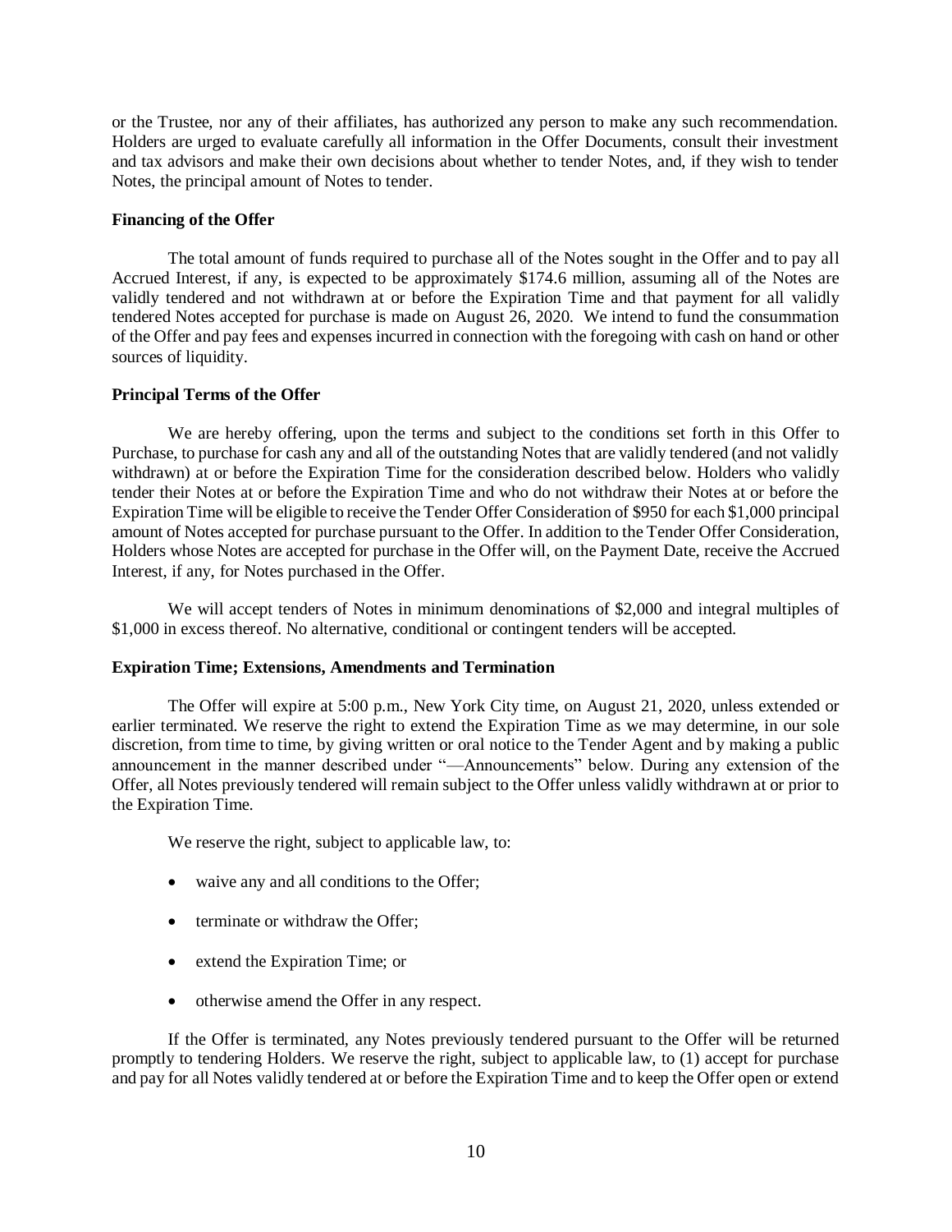or the Trustee, nor any of their affiliates, has authorized any person to make any such recommendation. Holders are urged to evaluate carefully all information in the Offer Documents, consult their investment and tax advisors and make their own decisions about whether to tender Notes, and, if they wish to tender Notes, the principal amount of Notes to tender.

**Financing of the Offer**

The total amount of funds required to purchase all of the Notes sought in the Offer and to pay all Accrued Interest, if any, is expected to be approximately $174.6 million, assuming all of the Notes are validly tendered and not withdrawn at or before the Expiration Time and that payment for all validly tendered Notes accepted for purchase is made on August 26, 2020. We intend to fund the consummation of the Offer and pay fees and expenses incurred in connection with the foregoing with cash on hand or other sources of liquidity.

**Principal Terms of the Offer**

We are hereby offering, upon the terms and subject to the conditions set forth in this Offer to Purchase, to purchase for cash any and all of the outstanding Notes that are validly tendered (and not validly withdrawn) at or before the Expiration Time for the consideration described below. Holders who validly tender their Notes at or before the Expiration Time and who do not withdraw their Notes at or before the Expiration Time will be eligible to receive the Tender Offer Consideration of $950 for each $1,000 principal amount of Notes accepted for purchase pursuant to the Offer. In addition to the Tender Offer Consideration, Holders whose Notes are accepted for purchase in the Offer will, on the Payment Date, receive the Accrued Interest, if any, for Notes purchased in the Offer.

We will accept tenders of Notes in minimum denominations of $2,000 and integral multiples of $1,000 in excess thereof. No alternative, conditional or contingent tenders will be accepted.

**Expiration Time; Extensions, Amendments and Termination**

The Offer will expire at 5:00 p.m., New York City time, on August 21, 2020, unless extended or earlier terminated. We reserve the right to extend the Expiration Time as we may determine, in our sole discretion, from time to time, by giving written or oral notice to the Tender Agent and by making a public announcement in the manner described under "—Announcements" below. During any extension of the Offer, all Notes previously tendered will remain subject to the Offer unless validly withdrawn at or prior to the Expiration Time.

We reserve the right, subject to applicable law, to:

- waive any and all conditions to the Offer;
- terminate or withdraw the Offer;
- extend the Expiration Time; or
- otherwise amend the Offer in any respect.

If the Offer is terminated, any Notes previously tendered pursuant to the Offer will be returned promptly to tendering Holders. We reserve the right, subject to applicable law, to (1) accept for purchase and pay for all Notes validly tendered at or before the Expiration Time and to keep the Offer open or extend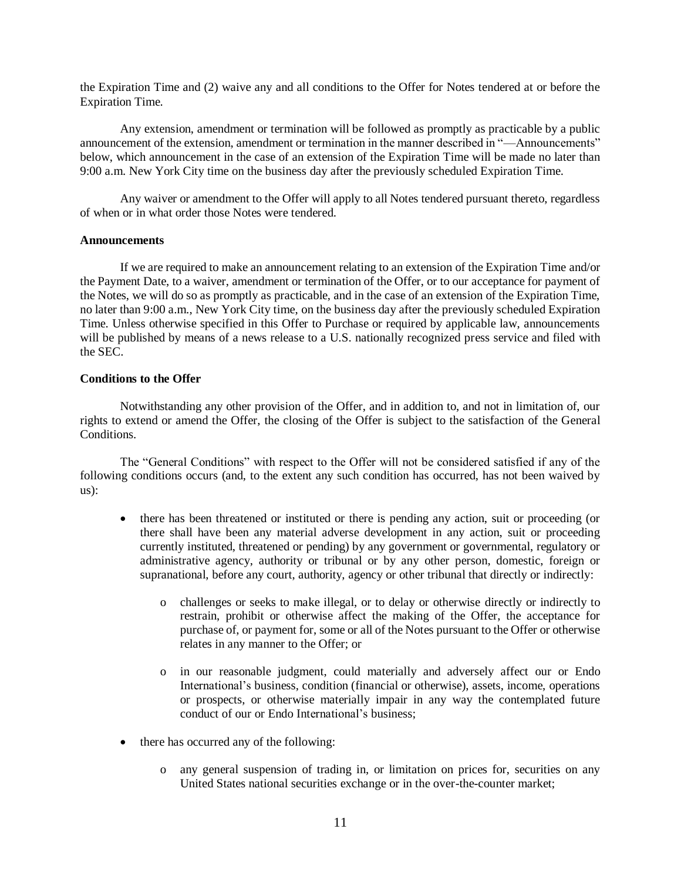the Expiration Time and (2) waive any and all conditions to the Offer for Notes tendered at or before the Expiration Time.

Any extension, amendment or termination will be followed as promptly as practicable by a public announcement of the extension, amendment or termination in the manner described in "—Announcements" below, which announcement in the case of an extension of the Expiration Time will be made no later than 9:00 a.m. New York City time on the business day after the previously scheduled Expiration Time.

Any waiver or amendment to the Offer will apply to all Notes tendered pursuant thereto, regardless of when or in what order those Notes were tendered.

**Announcements**

If we are required to make an announcement relating to an extension of the Expiration Time and/or the Payment Date, to a waiver, amendment or termination of the Offer, or to our acceptance for payment of the Notes, we will do so as promptly as practicable, and in the case of an extension of the Expiration Time, no later than 9:00 a.m., New York City time, on the business day after the previously scheduled Expiration Time. Unless otherwise specified in this Offer to Purchase or required by applicable law, announcements will be published by means of a news release to a U.S. nationally recognized press service and filed with the SEC.

**Conditions to the Offer**

Notwithstanding any other provision of the Offer, and in addition to, and not in limitation of, our rights to extend or amend the Offer, the closing of the Offer is subject to the satisfaction of the General Conditions.

The "General Conditions" with respect to the Offer will not be considered satisfied if any of the following conditions occurs (and, to the extent any such condition has occurred, has not been waived by us):

- there has been threatened or instituted or there is pending any action, suit or proceeding (or there shall have been any material adverse development in any action, suit or proceeding currently instituted, threatened or pending) by any government or governmental, regulatory or administrative agency, authority or tribunal or by any other person, domestic, foreign or supranational, before any court, authority, agency or other tribunal that directly or indirectly:
  - challenges or seeks to make illegal, or to delay or otherwise directly or indirectly to restrain, prohibit or otherwise affect the making of the Offer, the acceptance for purchase of, or payment for, some or all of the Notes pursuant to the Offer or otherwise relates in any manner to the Offer; or
  - in our reasonable judgment, could materially and adversely affect our or Endo International's business, condition (financial or otherwise), assets, income, operations or prospects, or otherwise materially impair in any way the contemplated future conduct of our or Endo International's business;
- there has occurred any of the following:
  - any general suspension of trading in, or limitation on prices for, securities on any United States national securities exchange or in the over-the-counter market;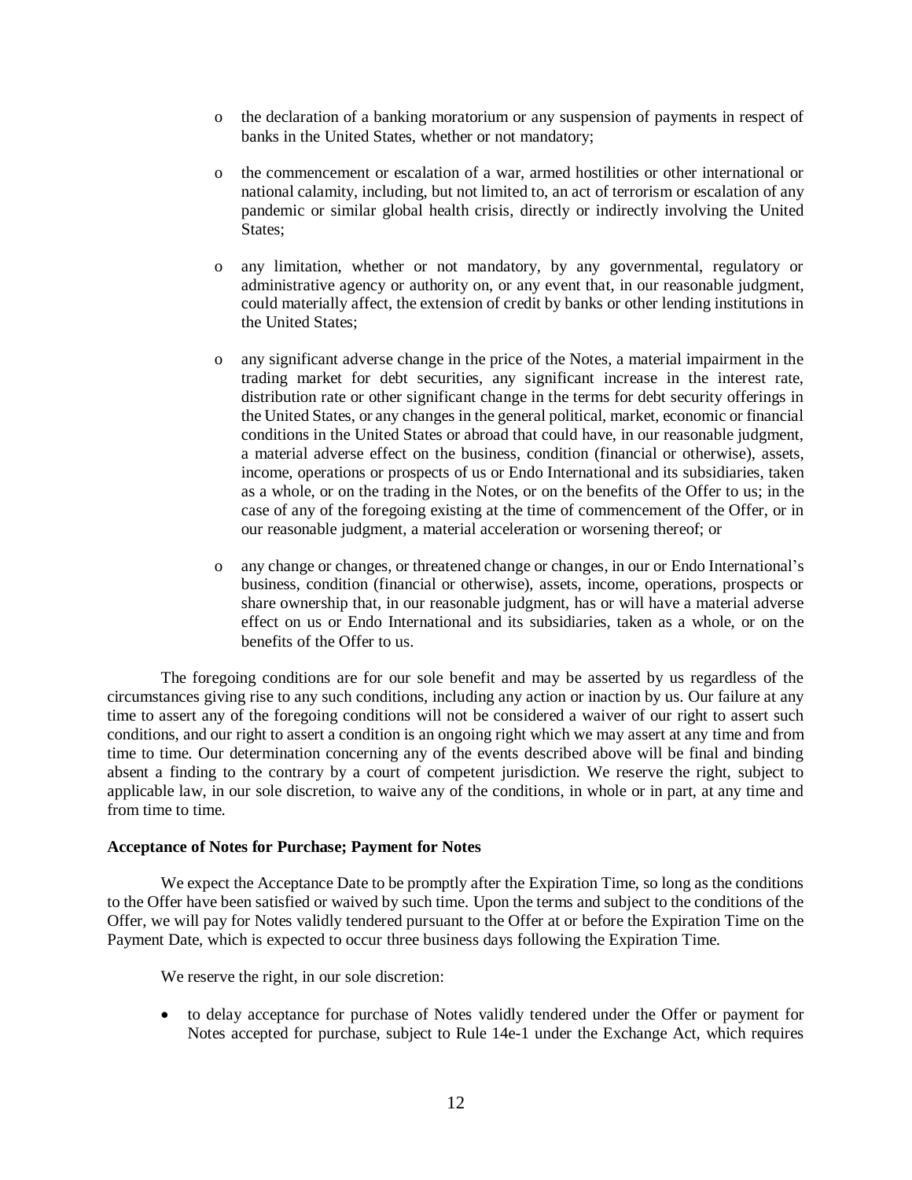- the declaration of a banking moratorium or any suspension of payments in respect of banks in the United States, whether or not mandatory;
- the commencement or escalation of a war, armed hostilities or other international or national calamity, including, but not limited to, an act of terrorism or escalation of any pandemic or similar global health crisis, directly or indirectly involving the United States;
- any limitation, whether or not mandatory, by any governmental, regulatory or administrative agency or authority on, or any event that, in our reasonable judgment, could materially affect, the extension of credit by banks or other lending institutions in the United States;
- any significant adverse change in the price of the Notes, a material impairment in the trading market for debt securities, any significant increase in the interest rate, distribution rate or other significant change in the terms for debt security offerings in the United States, or any changes in the general political, market, economic or financial conditions in the United States or abroad that could have, in our reasonable judgment, a material adverse effect on the business, condition (financial or otherwise), assets, income, operations or prospects of us or Endo International and its subsidiaries, taken as a whole, or on the trading in the Notes, or on the benefits of the Offer to us; in the case of any of the foregoing existing at the time of commencement of the Offer, or in our reasonable judgment, a material acceleration or worsening thereof; or
- any change or changes, or threatened change or changes, in our or Endo International's business, condition (financial or otherwise), assets, income, operations, prospects or share ownership that, in our reasonable judgment, has or will have a material adverse effect on us or Endo International and its subsidiaries, taken as a whole, or on the benefits of the Offer to us.

The foregoing conditions are for our sole benefit and may be asserted by us regardless of the circumstances giving rise to any such conditions, including any action or inaction by us. Our failure at any time to assert any of the foregoing conditions will not be considered a waiver of our right to assert such conditions, and our right to assert a condition is an ongoing right which we may assert at any time and from time to time. Our determination concerning any of the events described above will be final and binding absent a finding to the contrary by a court of competent jurisdiction. We reserve the right, subject to applicable law, in our sole discretion, to waive any of the conditions, in whole or in part, at any time and from time to time.

**Acceptance of Notes for Purchase; Payment for Notes**

We expect the Acceptance Date to be promptly after the Expiration Time, so long as the conditions to the Offer have been satisfied or waived by such time. Upon the terms and subject to the conditions of the Offer, we will pay for Notes validly tendered pursuant to the Offer at or before the Expiration Time on the Payment Date, which is expected to occur three business days following the Expiration Time.

We reserve the right, in our sole discretion:

- to delay acceptance for purchase of Notes validly tendered under the Offer or payment for Notes accepted for purchase, subject to Rule 14e-1 under the Exchange Act, which requires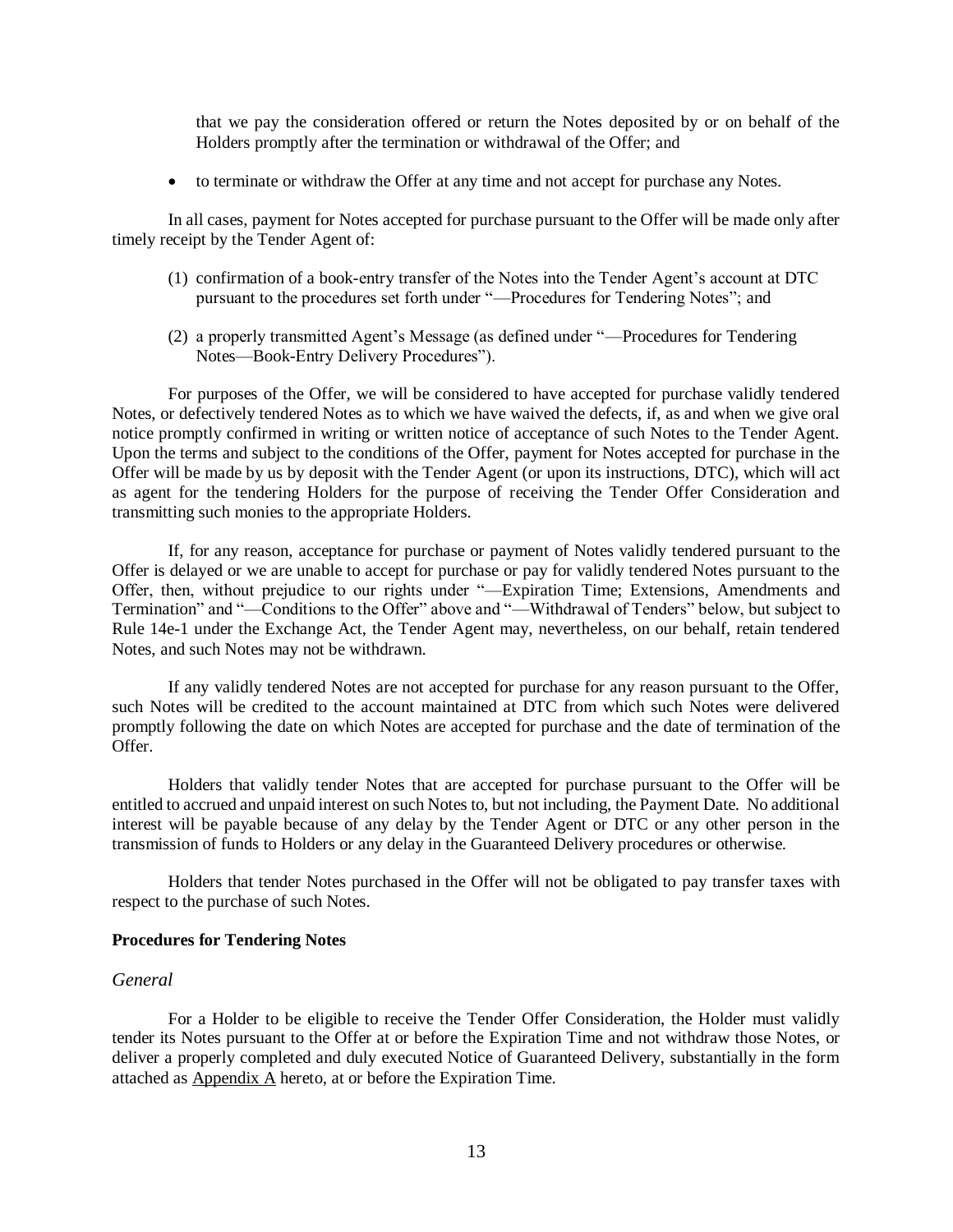that we pay the consideration offered or return the Notes deposited by or on behalf of the Holders promptly after the termination or withdrawal of the Offer; and

- to terminate or withdraw the Offer at any time and not accept for purchase any Notes.

In all cases, payment for Notes accepted for purchase pursuant to the Offer will be made only after timely receipt by the Tender Agent of:

(1) confirmation of a book-entry transfer of the Notes into the Tender Agent's account at DTC pursuant to the procedures set forth under "—Procedures for Tendering Notes"; and

(2) a properly transmitted Agent's Message (as defined under "—Procedures for Tendering Notes—Book-Entry Delivery Procedures").

For purposes of the Offer, we will be considered to have accepted for purchase validly tendered Notes, or defectively tendered Notes as to which we have waived the defects, if, as and when we give oral notice promptly confirmed in writing or written notice of acceptance of such Notes to the Tender Agent. Upon the terms and subject to the conditions of the Offer, payment for Notes accepted for purchase in the Offer will be made by us by deposit with the Tender Agent (or upon its instructions, DTC), which will act as agent for the tendering Holders for the purpose of receiving the Tender Offer Consideration and transmitting such monies to the appropriate Holders.

If, for any reason, acceptance for purchase or payment of Notes validly tendered pursuant to the Offer is delayed or we are unable to accept for purchase or pay for validly tendered Notes pursuant to the Offer, then, without prejudice to our rights under "—Expiration Time; Extensions, Amendments and Termination" and "—Conditions to the Offer" above and "—Withdrawal of Tenders" below, but subject to Rule 14e-1 under the Exchange Act, the Tender Agent may, nevertheless, on our behalf, retain tendered Notes, and such Notes may not be withdrawn.

If any validly tendered Notes are not accepted for purchase for any reason pursuant to the Offer, such Notes will be credited to the account maintained at DTC from which such Notes were delivered promptly following the date on which Notes are accepted for purchase and the date of termination of the Offer.

Holders that validly tender Notes that are accepted for purchase pursuant to the Offer will be entitled to accrued and unpaid interest on such Notes to, but not including, the Payment Date. No additional interest will be payable because of any delay by the Tender Agent or DTC or any other person in the transmission of funds to Holders or any delay in the Guaranteed Delivery procedures or otherwise.

Holders that tender Notes purchased in the Offer will not be obligated to pay transfer taxes with respect to the purchase of such Notes.

**Procedures for Tendering Notes**

*General*

For a Holder to be eligible to receive the Tender Offer Consideration, the Holder must validly tender its Notes pursuant to the Offer at or before the Expiration Time and not withdraw those Notes, or deliver a properly completed and duly executed Notice of Guaranteed Delivery, substantially in the form attached as Appendix A hereto, at or before the Expiration Time.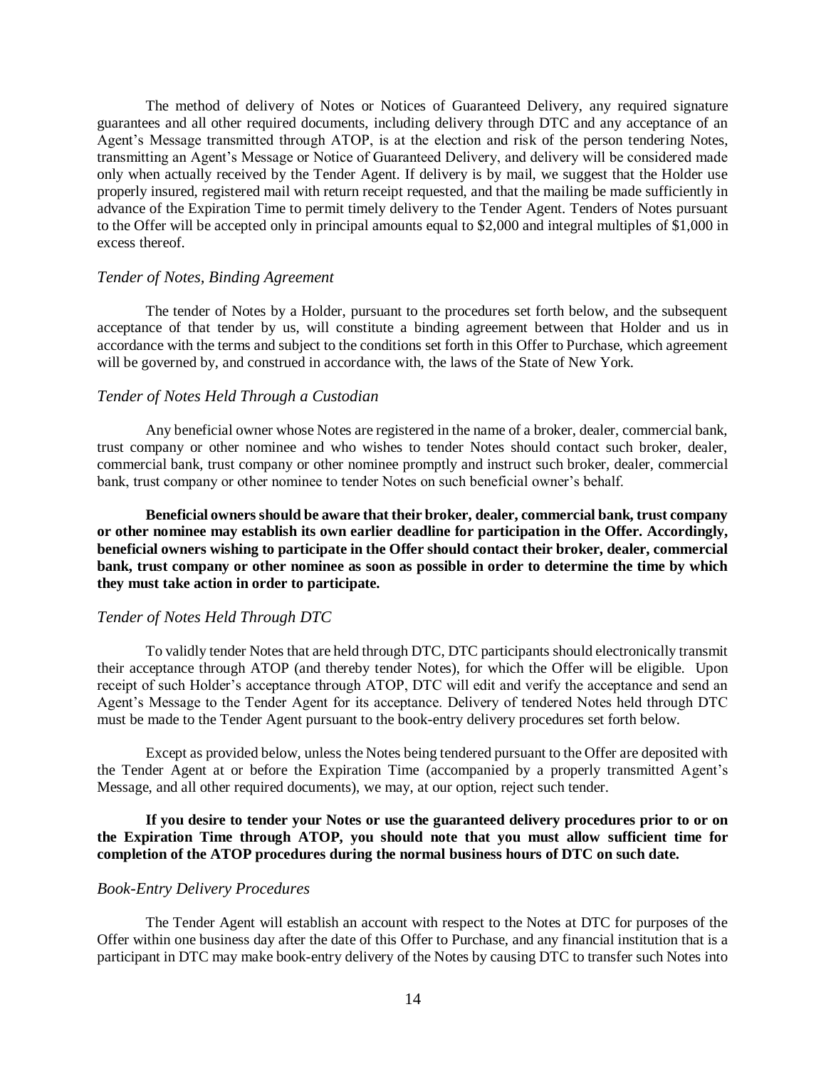The method of delivery of Notes or Notices of Guaranteed Delivery, any required signature guarantees and all other required documents, including delivery through DTC and any acceptance of an Agent's Message transmitted through ATOP, is at the election and risk of the person tendering Notes, transmitting an Agent's Message or Notice of Guaranteed Delivery, and delivery will be considered made only when actually received by the Tender Agent. If delivery is by mail, we suggest that the Holder use properly insured, registered mail with return receipt requested, and that the mailing be made sufficiently in advance of the Expiration Time to permit timely delivery to the Tender Agent. Tenders of Notes pursuant to the Offer will be accepted only in principal amounts equal to $2,000 and integral multiples of $1,000 in excess thereof.

*Tender of Notes, Binding Agreement*

The tender of Notes by a Holder, pursuant to the procedures set forth below, and the subsequent acceptance of that tender by us, will constitute a binding agreement between that Holder and us in accordance with the terms and subject to the conditions set forth in this Offer to Purchase, which agreement will be governed by, and construed in accordance with, the laws of the State of New York.

*Tender of Notes Held Through a Custodian*

Any beneficial owner whose Notes are registered in the name of a broker, dealer, commercial bank, trust company or other nominee and who wishes to tender Notes should contact such broker, dealer, commercial bank, trust company or other nominee promptly and instruct such broker, dealer, commercial bank, trust company or other nominee to tender Notes on such beneficial owner's behalf.

**Beneficial owners should be aware that their broker, dealer, commercial bank, trust company or other nominee may establish its own earlier deadline for participation in the Offer. Accordingly, beneficial owners wishing to participate in the Offer should contact their broker, dealer, commercial bank, trust company or other nominee as soon as possible in order to determine the time by which they must take action in order to participate.**

*Tender of Notes Held Through DTC*

To validly tender Notes that are held through DTC, DTC participants should electronically transmit their acceptance through ATOP (and thereby tender Notes), for which the Offer will be eligible. Upon receipt of such Holder's acceptance through ATOP, DTC will edit and verify the acceptance and send an Agent's Message to the Tender Agent for its acceptance. Delivery of tendered Notes held through DTC must be made to the Tender Agent pursuant to the book-entry delivery procedures set forth below.

Except as provided below, unless the Notes being tendered pursuant to the Offer are deposited with the Tender Agent at or before the Expiration Time (accompanied by a properly transmitted Agent's Message, and all other required documents), we may, at our option, reject such tender.

**If you desire to tender your Notes or use the guaranteed delivery procedures prior to or on the Expiration Time through ATOP, you should note that you must allow sufficient time for completion of the ATOP procedures during the normal business hours of DTC on such date.**

*Book-Entry Delivery Procedures*

The Tender Agent will establish an account with respect to the Notes at DTC for purposes of the Offer within one business day after the date of this Offer to Purchase, and any financial institution that is a participant in DTC may make book-entry delivery of the Notes by causing DTC to transfer such Notes into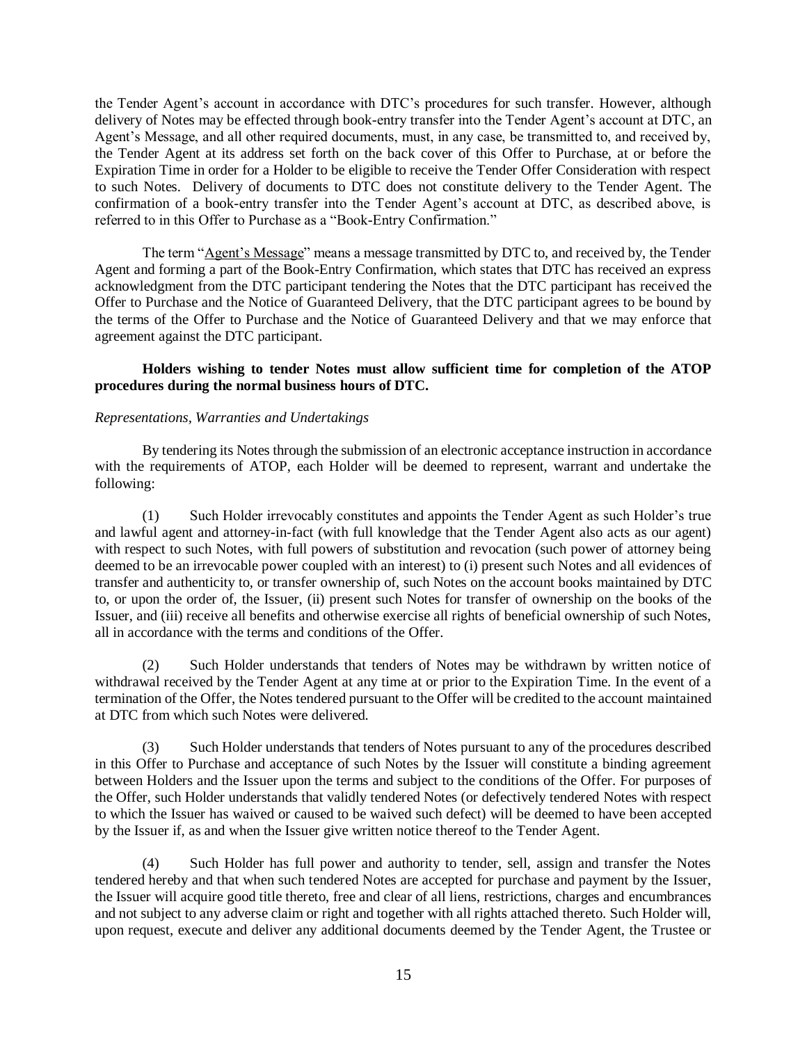the Tender Agent's account in accordance with DTC's procedures for such transfer. However, although delivery of Notes may be effected through book-entry transfer into the Tender Agent's account at DTC, an Agent's Message, and all other required documents, must, in any case, be transmitted to, and received by, the Tender Agent at its address set forth on the back cover of this Offer to Purchase, at or before the Expiration Time in order for a Holder to be eligible to receive the Tender Offer Consideration with respect to such Notes. Delivery of documents to DTC does not constitute delivery to the Tender Agent. The confirmation of a book-entry transfer into the Tender Agent's account at DTC, as described above, is referred to in this Offer to Purchase as a "Book-Entry Confirmation."

The term "Agent's Message" means a message transmitted by DTC to, and received by, the Tender Agent and forming a part of the Book-Entry Confirmation, which states that DTC has received an express acknowledgment from the DTC participant tendering the Notes that the DTC participant has received the Offer to Purchase and the Notice of Guaranteed Delivery, that the DTC participant agrees to be bound by the terms of the Offer to Purchase and the Notice of Guaranteed Delivery and that we may enforce that agreement against the DTC participant.

**Holders wishing to tender Notes must allow sufficient time for completion of the ATOP procedures during the normal business hours of DTC.**

*Representations, Warranties and Undertakings*

By tendering its Notes through the submission of an electronic acceptance instruction in accordance with the requirements of ATOP, each Holder will be deemed to represent, warrant and undertake the following:

(1) Such Holder irrevocably constitutes and appoints the Tender Agent as such Holder's true and lawful agent and attorney-in-fact (with full knowledge that the Tender Agent also acts as our agent) with respect to such Notes, with full powers of substitution and revocation (such power of attorney being deemed to be an irrevocable power coupled with an interest) to (i) present such Notes and all evidences of transfer and authenticity to, or transfer ownership of, such Notes on the account books maintained by DTC to, or upon the order of, the Issuer, (ii) present such Notes for transfer of ownership on the books of the Issuer, and (iii) receive all benefits and otherwise exercise all rights of beneficial ownership of such Notes, all in accordance with the terms and conditions of the Offer.

(2) Such Holder understands that tenders of Notes may be withdrawn by written notice of withdrawal received by the Tender Agent at any time at or prior to the Expiration Time. In the event of a termination of the Offer, the Notes tendered pursuant to the Offer will be credited to the account maintained at DTC from which such Notes were delivered.

(3) Such Holder understands that tenders of Notes pursuant to any of the procedures described in this Offer to Purchase and acceptance of such Notes by the Issuer will constitute a binding agreement between Holders and the Issuer upon the terms and subject to the conditions of the Offer. For purposes of the Offer, such Holder understands that validly tendered Notes (or defectively tendered Notes with respect to which the Issuer has waived or caused to be waived such defect) will be deemed to have been accepted by the Issuer if, as and when the Issuer give written notice thereof to the Tender Agent.

(4) Such Holder has full power and authority to tender, sell, assign and transfer the Notes tendered hereby and that when such tendered Notes are accepted for purchase and payment by the Issuer, the Issuer will acquire good title thereto, free and clear of all liens, restrictions, charges and encumbrances and not subject to any adverse claim or right and together with all rights attached thereto. Such Holder will, upon request, execute and deliver any additional documents deemed by the Tender Agent, the Trustee or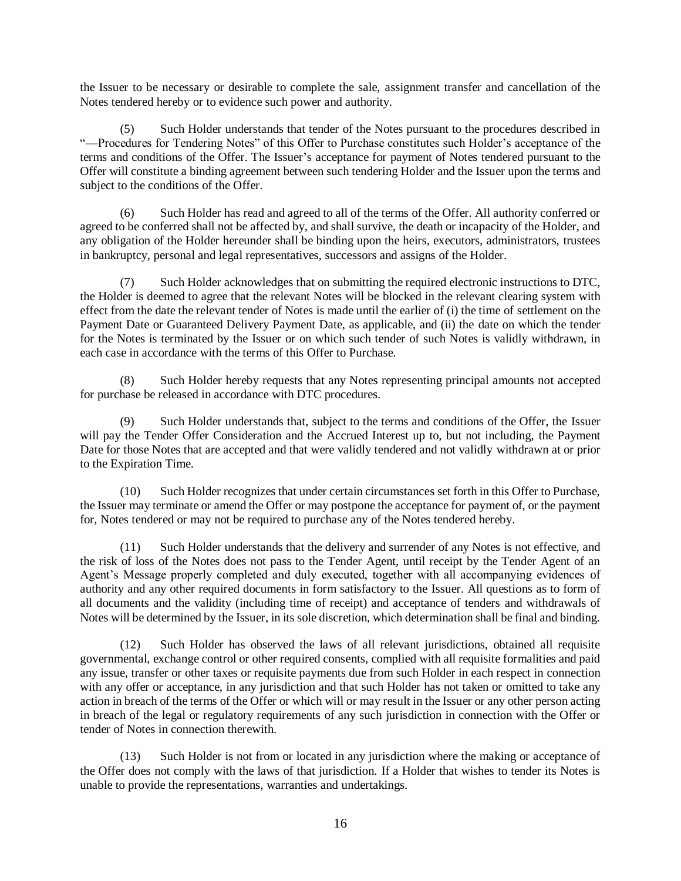the Issuer to be necessary or desirable to complete the sale, assignment transfer and cancellation of the Notes tendered hereby or to evidence such power and authority.

(5) Such Holder understands that tender of the Notes pursuant to the procedures described in "—Procedures for Tendering Notes" of this Offer to Purchase constitutes such Holder's acceptance of the terms and conditions of the Offer. The Issuer's acceptance for payment of Notes tendered pursuant to the Offer will constitute a binding agreement between such tendering Holder and the Issuer upon the terms and subject to the conditions of the Offer.

(6) Such Holder has read and agreed to all of the terms of the Offer. All authority conferred or agreed to be conferred shall not be affected by, and shall survive, the death or incapacity of the Holder, and any obligation of the Holder hereunder shall be binding upon the heirs, executors, administrators, trustees in bankruptcy, personal and legal representatives, successors and assigns of the Holder.

(7) Such Holder acknowledges that on submitting the required electronic instructions to DTC, the Holder is deemed to agree that the relevant Notes will be blocked in the relevant clearing system with effect from the date the relevant tender of Notes is made until the earlier of (i) the time of settlement on the Payment Date or Guaranteed Delivery Payment Date, as applicable, and (ii) the date on which the tender for the Notes is terminated by the Issuer or on which such tender of such Notes is validly withdrawn, in each case in accordance with the terms of this Offer to Purchase.

(8) Such Holder hereby requests that any Notes representing principal amounts not accepted for purchase be released in accordance with DTC procedures.

(9) Such Holder understands that, subject to the terms and conditions of the Offer, the Issuer will pay the Tender Offer Consideration and the Accrued Interest up to, but not including, the Payment Date for those Notes that are accepted and that were validly tendered and not validly withdrawn at or prior to the Expiration Time.

(10) Such Holder recognizes that under certain circumstances set forth in this Offer to Purchase, the Issuer may terminate or amend the Offer or may postpone the acceptance for payment of, or the payment for, Notes tendered or may not be required to purchase any of the Notes tendered hereby.

(11) Such Holder understands that the delivery and surrender of any Notes is not effective, and the risk of loss of the Notes does not pass to the Tender Agent, until receipt by the Tender Agent of an Agent's Message properly completed and duly executed, together with all accompanying evidences of authority and any other required documents in form satisfactory to the Issuer. All questions as to form of all documents and the validity (including time of receipt) and acceptance of tenders and withdrawals of Notes will be determined by the Issuer, in its sole discretion, which determination shall be final and binding.

(12) Such Holder has observed the laws of all relevant jurisdictions, obtained all requisite governmental, exchange control or other required consents, complied with all requisite formalities and paid any issue, transfer or other taxes or requisite payments due from such Holder in each respect in connection with any offer or acceptance, in any jurisdiction and that such Holder has not taken or omitted to take any action in breach of the terms of the Offer or which will or may result in the Issuer or any other person acting in breach of the legal or regulatory requirements of any such jurisdiction in connection with the Offer or tender of Notes in connection therewith.

(13) Such Holder is not from or located in any jurisdiction where the making or acceptance of the Offer does not comply with the laws of that jurisdiction. If a Holder that wishes to tender its Notes is unable to provide the representations, warranties and undertakings.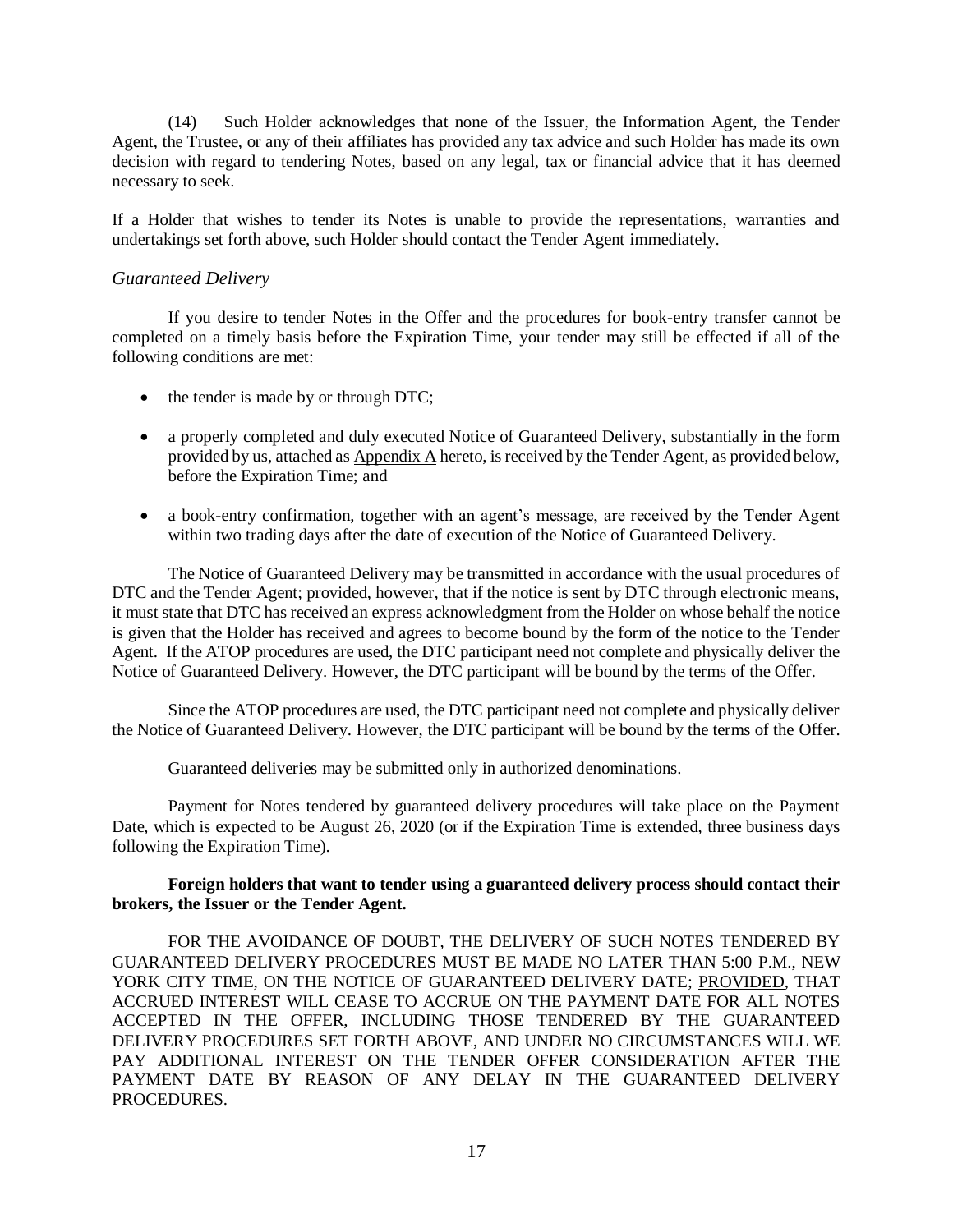(14) Such Holder acknowledges that none of the Issuer, the Information Agent, the Tender Agent, the Trustee, or any of their affiliates has provided any tax advice and such Holder has made its own decision with regard to tendering Notes, based on any legal, tax or financial advice that it has deemed necessary to seek.

If a Holder that wishes to tender its Notes is unable to provide the representations, warranties and undertakings set forth above, such Holder should contact the Tender Agent immediately.

*Guaranteed Delivery*

If you desire to tender Notes in the Offer and the procedures for book-entry transfer cannot be completed on a timely basis before the Expiration Time, your tender may still be effected if all of the following conditions are met:

- the tender is made by or through DTC;
- a properly completed and duly executed Notice of Guaranteed Delivery, substantially in the form provided by us, attached as Appendix A hereto, is received by the Tender Agent, as provided below, before the Expiration Time; and
- a book-entry confirmation, together with an agent's message, are received by the Tender Agent within two trading days after the date of execution of the Notice of Guaranteed Delivery.

The Notice of Guaranteed Delivery may be transmitted in accordance with the usual procedures of DTC and the Tender Agent; provided, however, that if the notice is sent by DTC through electronic means, it must state that DTC has received an express acknowledgment from the Holder on whose behalf the notice is given that the Holder has received and agrees to become bound by the form of the notice to the Tender Agent. If the ATOP procedures are used, the DTC participant need not complete and physically deliver the Notice of Guaranteed Delivery. However, the DTC participant will be bound by the terms of the Offer.

Since the ATOP procedures are used, the DTC participant need not complete and physically deliver the Notice of Guaranteed Delivery. However, the DTC participant will be bound by the terms of the Offer.

Guaranteed deliveries may be submitted only in authorized denominations.

Payment for Notes tendered by guaranteed delivery procedures will take place on the Payment Date, which is expected to be August 26, 2020 (or if the Expiration Time is extended, three business days following the Expiration Time).

**Foreign holders that want to tender using a guaranteed delivery process should contact their brokers, the Issuer or the Tender Agent.**

FOR THE AVOIDANCE OF DOUBT, THE DELIVERY OF SUCH NOTES TENDERED BY GUARANTEED DELIVERY PROCEDURES MUST BE MADE NO LATER THAN 5:00 P.M., NEW YORK CITY TIME, ON THE NOTICE OF GUARANTEED DELIVERY DATE; PROVIDED, THAT ACCRUED INTEREST WILL CEASE TO ACCRUE ON THE PAYMENT DATE FOR ALL NOTES ACCEPTED IN THE OFFER, INCLUDING THOSE TENDERED BY THE GUARANTEED DELIVERY PROCEDURES SET FORTH ABOVE, AND UNDER NO CIRCUMSTANCES WILL WE PAY ADDITIONAL INTEREST ON THE TENDER OFFER CONSIDERATION AFTER THE PAYMENT DATE BY REASON OF ANY DELAY IN THE GUARANTEED DELIVERY PROCEDURES.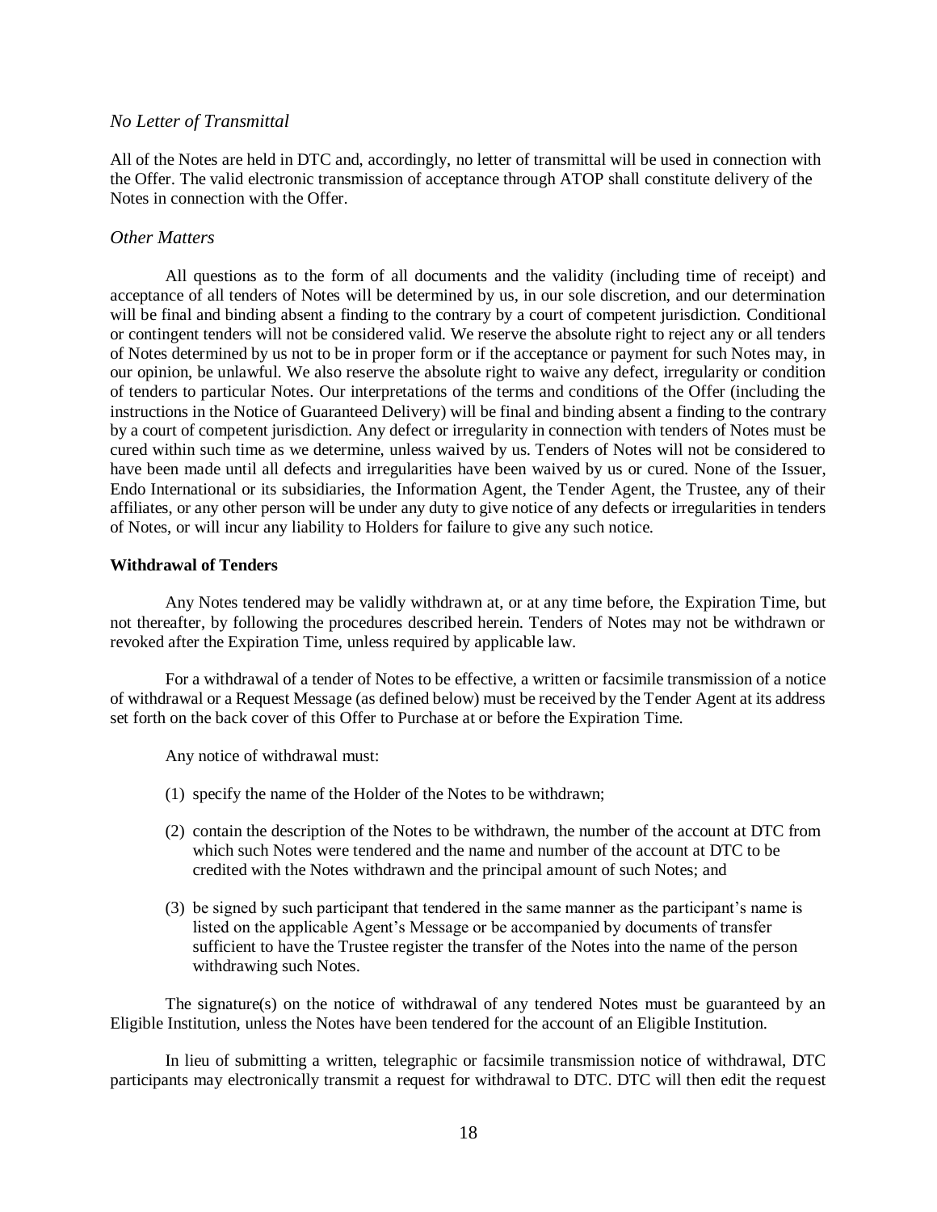### *No Letter of Transmittal*

All of the Notes are held in DTC and, accordingly, no letter of transmittal will be used in connection with the Offer. The valid electronic transmission of acceptance through ATOP shall constitute delivery of the Notes in connection with the Offer.

### *Other Matters*

All questions as to the form of all documents and the validity (including time of receipt) and acceptance of all tenders of Notes will be determined by us, in our sole discretion, and our determination will be final and binding absent a finding to the contrary by a court of competent jurisdiction. Conditional or contingent tenders will not be considered valid. We reserve the absolute right to reject any or all tenders of Notes determined by us not to be in proper form or if the acceptance or payment for such Notes may, in our opinion, be unlawful. We also reserve the absolute right to waive any defect, irregularity or condition of tenders to particular Notes. Our interpretations of the terms and conditions of the Offer (including the instructions in the Notice of Guaranteed Delivery) will be final and binding absent a finding to the contrary by a court of competent jurisdiction. Any defect or irregularity in connection with tenders of Notes must be cured within such time as we determine, unless waived by us. Tenders of Notes will not be considered to have been made until all defects and irregularities have been waived by us or cured. None of the Issuer, Endo International or its subsidiaries, the Information Agent, the Tender Agent, the Trustee, any of their affiliates, or any other person will be under any duty to give notice of any defects or irregularities in tenders of Notes, or will incur any liability to Holders for failure to give any such notice.

## Withdrawal of Tenders

Any Notes tendered may be validly withdrawn at, or at any time before, the Expiration Time, but not thereafter, by following the procedures described herein. Tenders of Notes may not be withdrawn or revoked after the Expiration Time, unless required by applicable law.

For a withdrawal of a tender of Notes to be effective, a written or facsimile transmission of a notice of withdrawal or a Request Message (as defined below) must be received by the Tender Agent at its address set forth on the back cover of this Offer to Purchase at or before the Expiration Time.

Any notice of withdrawal must:

(1) specify the name of the Holder of the Notes to be withdrawn;

(2) contain the description of the Notes to be withdrawn, the number of the account at DTC from which such Notes were tendered and the name and number of the account at DTC to be credited with the Notes withdrawn and the principal amount of such Notes; and

(3) be signed by such participant that tendered in the same manner as the participant's name is listed on the applicable Agent's Message or be accompanied by documents of transfer sufficient to have the Trustee register the transfer of the Notes into the name of the person withdrawing such Notes.

The signature(s) on the notice of withdrawal of any tendered Notes must be guaranteed by an Eligible Institution, unless the Notes have been tendered for the account of an Eligible Institution.

In lieu of submitting a written, telegraphic or facsimile transmission notice of withdrawal, DTC participants may electronically transmit a request for withdrawal to DTC. DTC will then edit the request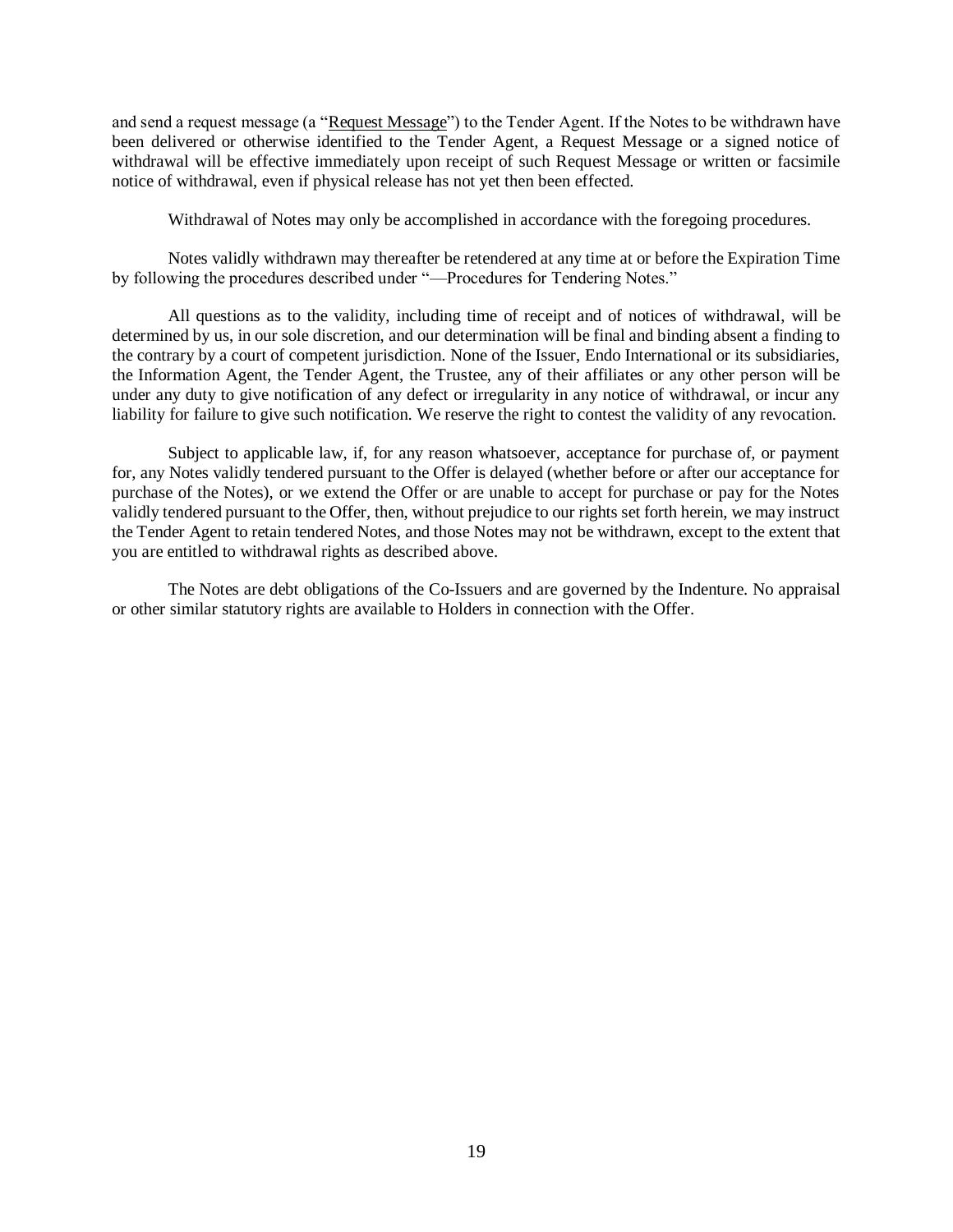and send a request message (a "Request Message") to the Tender Agent. If the Notes to be withdrawn have been delivered or otherwise identified to the Tender Agent, a Request Message or a signed notice of withdrawal will be effective immediately upon receipt of such Request Message or written or facsimile notice of withdrawal, even if physical release has not yet then been effected.

Withdrawal of Notes may only be accomplished in accordance with the foregoing procedures.

Notes validly withdrawn may thereafter be retendered at any time at or before the Expiration Time by following the procedures described under "—Procedures for Tendering Notes."

All questions as to the validity, including time of receipt and of notices of withdrawal, will be determined by us, in our sole discretion, and our determination will be final and binding absent a finding to the contrary by a court of competent jurisdiction. None of the Issuer, Endo International or its subsidiaries, the Information Agent, the Tender Agent, the Trustee, any of their affiliates or any other person will be under any duty to give notification of any defect or irregularity in any notice of withdrawal, or incur any liability for failure to give such notification. We reserve the right to contest the validity of any revocation.

Subject to applicable law, if, for any reason whatsoever, acceptance for purchase of, or payment for, any Notes validly tendered pursuant to the Offer is delayed (whether before or after our acceptance for purchase of the Notes), or we extend the Offer or are unable to accept for purchase or pay for the Notes validly tendered pursuant to the Offer, then, without prejudice to our rights set forth herein, we may instruct the Tender Agent to retain tendered Notes, and those Notes may not be withdrawn, except to the extent that you are entitled to withdrawal rights as described above.

The Notes are debt obligations of the Co-Issuers and are governed by the Indenture. No appraisal or other similar statutory rights are available to Holders in connection with the Offer.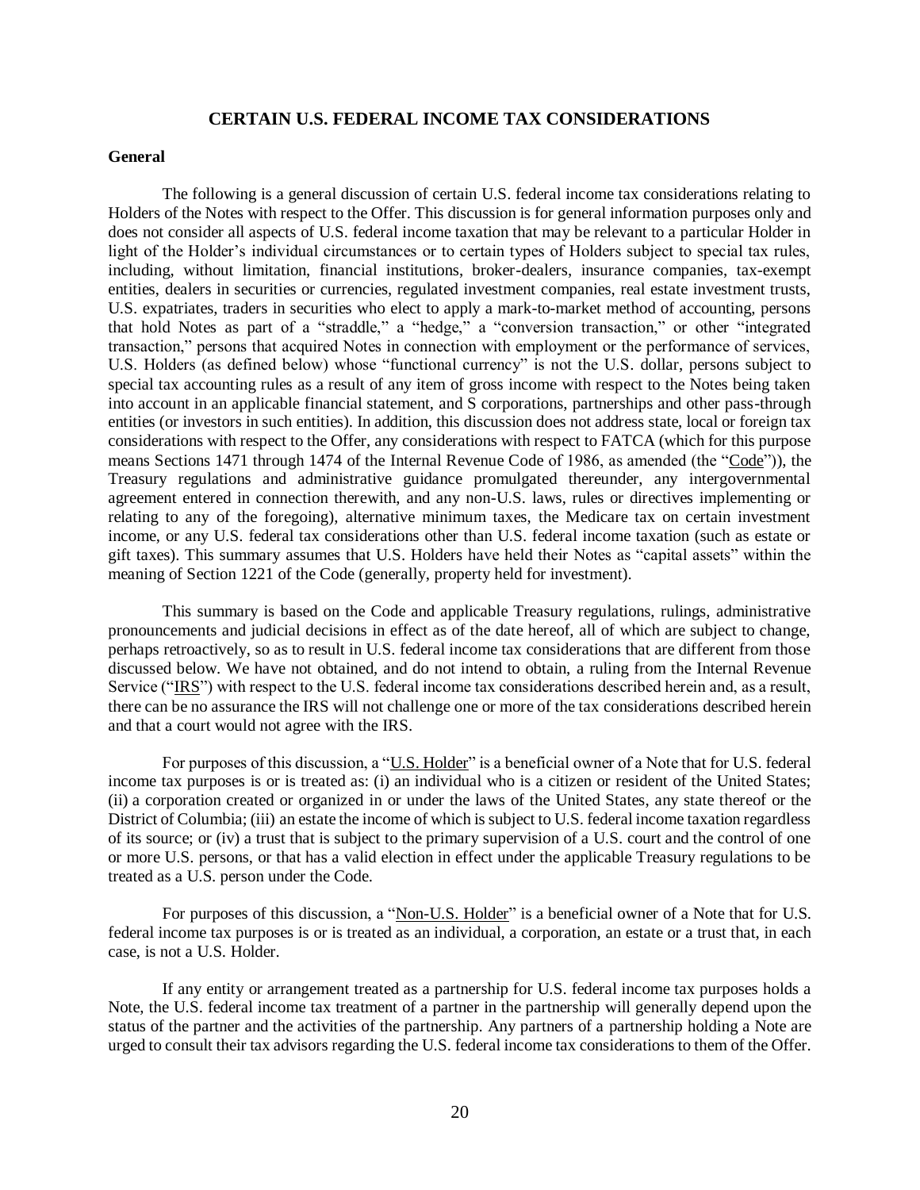## CERTAIN U.S. FEDERAL INCOME TAX CONSIDERATIONS

### General

The following is a general discussion of certain U.S. federal income tax considerations relating to Holders of the Notes with respect to the Offer. This discussion is for general information purposes only and does not consider all aspects of U.S. federal income taxation that may be relevant to a particular Holder in light of the Holder's individual circumstances or to certain types of Holders subject to special tax rules, including, without limitation, financial institutions, broker-dealers, insurance companies, tax-exempt entities, dealers in securities or currencies, regulated investment companies, real estate investment trusts, U.S. expatriates, traders in securities who elect to apply a mark-to-market method of accounting, persons that hold Notes as part of a "straddle," a "hedge," a "conversion transaction," or other "integrated transaction," persons that acquired Notes in connection with employment or the performance of services, U.S. Holders (as defined below) whose "functional currency" is not the U.S. dollar, persons subject to special tax accounting rules as a result of any item of gross income with respect to the Notes being taken into account in an applicable financial statement, and S corporations, partnerships and other pass-through entities (or investors in such entities). In addition, this discussion does not address state, local or foreign tax considerations with respect to the Offer, any considerations with respect to FATCA (which for this purpose means Sections 1471 through 1474 of the Internal Revenue Code of 1986, as amended (the "Code")), the Treasury regulations and administrative guidance promulgated thereunder, any intergovernmental agreement entered in connection therewith, and any non-U.S. laws, rules or directives implementing or relating to any of the foregoing), alternative minimum taxes, the Medicare tax on certain investment income, or any U.S. federal tax considerations other than U.S. federal income taxation (such as estate or gift taxes). This summary assumes that U.S. Holders have held their Notes as "capital assets" within the meaning of Section 1221 of the Code (generally, property held for investment).

This summary is based on the Code and applicable Treasury regulations, rulings, administrative pronouncements and judicial decisions in effect as of the date hereof, all of which are subject to change, perhaps retroactively, so as to result in U.S. federal income tax considerations that are different from those discussed below. We have not obtained, and do not intend to obtain, a ruling from the Internal Revenue Service ("IRS") with respect to the U.S. federal income tax considerations described herein and, as a result, there can be no assurance the IRS will not challenge one or more of the tax considerations described herein and that a court would not agree with the IRS.

For purposes of this discussion, a "U.S. Holder" is a beneficial owner of a Note that for U.S. federal income tax purposes is or is treated as: (i) an individual who is a citizen or resident of the United States; (ii) a corporation created or organized in or under the laws of the United States, any state thereof or the District of Columbia; (iii) an estate the income of which is subject to U.S. federal income taxation regardless of its source; or (iv) a trust that is subject to the primary supervision of a U.S. court and the control of one or more U.S. persons, or that has a valid election in effect under the applicable Treasury regulations to be treated as a U.S. person under the Code.

For purposes of this discussion, a "Non-U.S. Holder" is a beneficial owner of a Note that for U.S. federal income tax purposes is or is treated as an individual, a corporation, an estate or a trust that, in each case, is not a U.S. Holder.

If any entity or arrangement treated as a partnership for U.S. federal income tax purposes holds a Note, the U.S. federal income tax treatment of a partner in the partnership will generally depend upon the status of the partner and the activities of the partnership. Any partners of a partnership holding a Note are urged to consult their tax advisors regarding the U.S. federal income tax considerations to them of the Offer.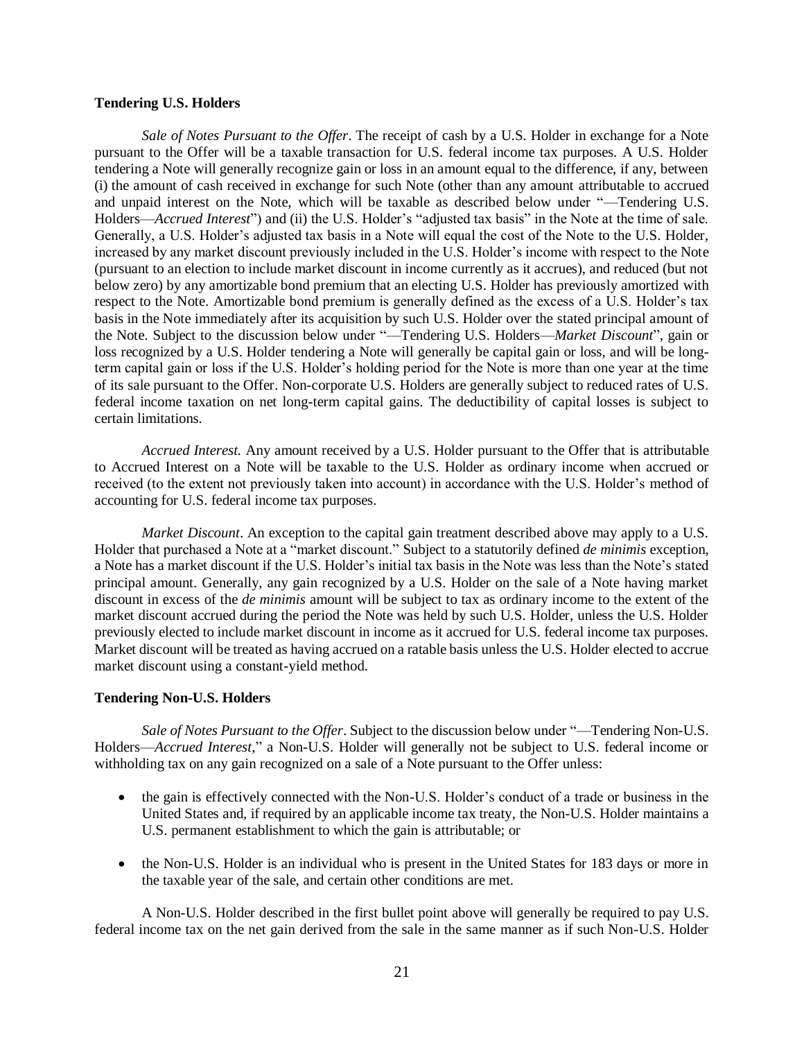**Tendering U.S. Holders**

*Sale of Notes Pursuant to the Offer*. The receipt of cash by a U.S. Holder in exchange for a Note pursuant to the Offer will be a taxable transaction for U.S. federal income tax purposes. A U.S. Holder tendering a Note will generally recognize gain or loss in an amount equal to the difference, if any, between (i) the amount of cash received in exchange for such Note (other than any amount attributable to accrued and unpaid interest on the Note, which will be taxable as described below under "—Tendering U.S. Holders—*Accrued Interest*") and (ii) the U.S. Holder's "adjusted tax basis" in the Note at the time of sale. Generally, a U.S. Holder's adjusted tax basis in a Note will equal the cost of the Note to the U.S. Holder, increased by any market discount previously included in the U.S. Holder's income with respect to the Note (pursuant to an election to include market discount in income currently as it accrues), and reduced (but not below zero) by any amortizable bond premium that an electing U.S. Holder has previously amortized with respect to the Note. Amortizable bond premium is generally defined as the excess of a U.S. Holder's tax basis in the Note immediately after its acquisition by such U.S. Holder over the stated principal amount of the Note. Subject to the discussion below under "—Tendering U.S. Holders—*Market Discount*", gain or loss recognized by a U.S. Holder tendering a Note will generally be capital gain or loss, and will be long-term capital gain or loss if the U.S. Holder's holding period for the Note is more than one year at the time of its sale pursuant to the Offer. Non-corporate U.S. Holders are generally subject to reduced rates of U.S. federal income taxation on net long-term capital gains. The deductibility of capital losses is subject to certain limitations.

*Accrued Interest.* Any amount received by a U.S. Holder pursuant to the Offer that is attributable to Accrued Interest on a Note will be taxable to the U.S. Holder as ordinary income when accrued or received (to the extent not previously taken into account) in accordance with the U.S. Holder's method of accounting for U.S. federal income tax purposes.

*Market Discount*. An exception to the capital gain treatment described above may apply to a U.S. Holder that purchased a Note at a "market discount." Subject to a statutorily defined *de minimis* exception, a Note has a market discount if the U.S. Holder's initial tax basis in the Note was less than the Note's stated principal amount. Generally, any gain recognized by a U.S. Holder on the sale of a Note having market discount in excess of the *de minimis* amount will be subject to tax as ordinary income to the extent of the market discount accrued during the period the Note was held by such U.S. Holder, unless the U.S. Holder previously elected to include market discount in income as it accrued for U.S. federal income tax purposes. Market discount will be treated as having accrued on a ratable basis unless the U.S. Holder elected to accrue market discount using a constant-yield method.

**Tendering Non-U.S. Holders**

*Sale of Notes Pursuant to the Offer*. Subject to the discussion below under "—Tendering Non-U.S. Holders—*Accrued Interest*," a Non-U.S. Holder will generally not be subject to U.S. federal income or withholding tax on any gain recognized on a sale of a Note pursuant to the Offer unless:

- the gain is effectively connected with the Non-U.S. Holder's conduct of a trade or business in the United States and, if required by an applicable income tax treaty, the Non-U.S. Holder maintains a U.S. permanent establishment to which the gain is attributable; or
- the Non-U.S. Holder is an individual who is present in the United States for 183 days or more in the taxable year of the sale, and certain other conditions are met.

A Non-U.S. Holder described in the first bullet point above will generally be required to pay U.S. federal income tax on the net gain derived from the sale in the same manner as if such Non-U.S. Holder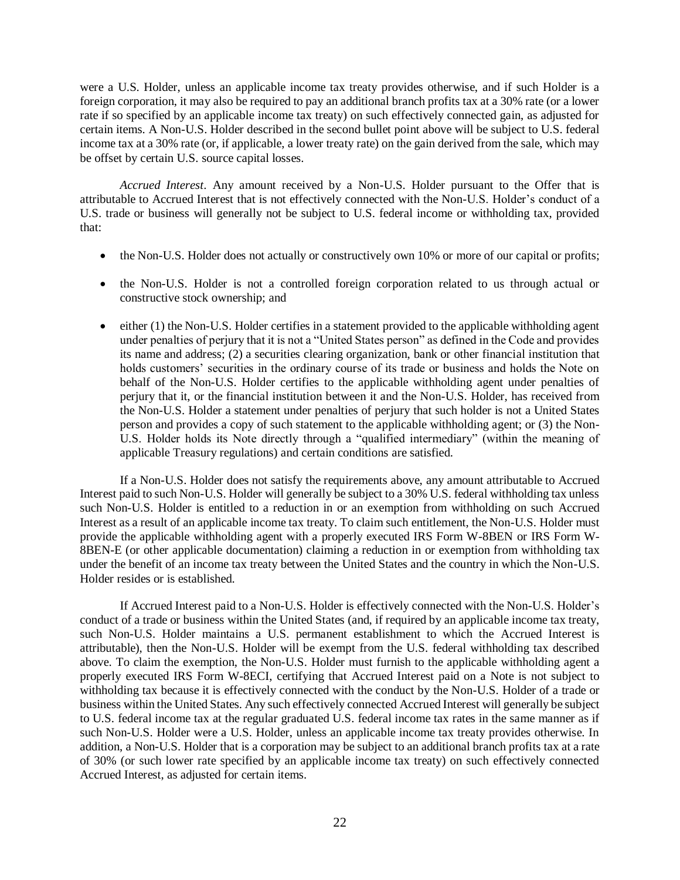were a U.S. Holder, unless an applicable income tax treaty provides otherwise, and if such Holder is a foreign corporation, it may also be required to pay an additional branch profits tax at a 30% rate (or a lower rate if so specified by an applicable income tax treaty) on such effectively connected gain, as adjusted for certain items. A Non-U.S. Holder described in the second bullet point above will be subject to U.S. federal income tax at a 30% rate (or, if applicable, a lower treaty rate) on the gain derived from the sale, which may be offset by certain U.S. source capital losses.

*Accrued Interest*. Any amount received by a Non-U.S. Holder pursuant to the Offer that is attributable to Accrued Interest that is not effectively connected with the Non-U.S. Holder's conduct of a U.S. trade or business will generally not be subject to U.S. federal income or withholding tax, provided that:

- the Non-U.S. Holder does not actually or constructively own 10% or more of our capital or profits;
- the Non-U.S. Holder is not a controlled foreign corporation related to us through actual or constructive stock ownership; and
- either (1) the Non-U.S. Holder certifies in a statement provided to the applicable withholding agent under penalties of perjury that it is not a "United States person" as defined in the Code and provides its name and address; (2) a securities clearing organization, bank or other financial institution that holds customers' securities in the ordinary course of its trade or business and holds the Note on behalf of the Non-U.S. Holder certifies to the applicable withholding agent under penalties of perjury that it, or the financial institution between it and the Non-U.S. Holder, has received from the Non-U.S. Holder a statement under penalties of perjury that such holder is not a United States person and provides a copy of such statement to the applicable withholding agent; or (3) the Non-U.S. Holder holds its Note directly through a "qualified intermediary" (within the meaning of applicable Treasury regulations) and certain conditions are satisfied.

If a Non-U.S. Holder does not satisfy the requirements above, any amount attributable to Accrued Interest paid to such Non-U.S. Holder will generally be subject to a 30% U.S. federal withholding tax unless such Non-U.S. Holder is entitled to a reduction in or an exemption from withholding on such Accrued Interest as a result of an applicable income tax treaty. To claim such entitlement, the Non-U.S. Holder must provide the applicable withholding agent with a properly executed IRS Form W-8BEN or IRS Form W-8BEN-E (or other applicable documentation) claiming a reduction in or exemption from withholding tax under the benefit of an income tax treaty between the United States and the country in which the Non-U.S. Holder resides or is established.

If Accrued Interest paid to a Non-U.S. Holder is effectively connected with the Non-U.S. Holder's conduct of a trade or business within the United States (and, if required by an applicable income tax treaty, such Non-U.S. Holder maintains a U.S. permanent establishment to which the Accrued Interest is attributable), then the Non-U.S. Holder will be exempt from the U.S. federal withholding tax described above. To claim the exemption, the Non-U.S. Holder must furnish to the applicable withholding agent a properly executed IRS Form W-8ECI, certifying that Accrued Interest paid on a Note is not subject to withholding tax because it is effectively connected with the conduct by the Non-U.S. Holder of a trade or business within the United States. Any such effectively connected Accrued Interest will generally be subject to U.S. federal income tax at the regular graduated U.S. federal income tax rates in the same manner as if such Non-U.S. Holder were a U.S. Holder, unless an applicable income tax treaty provides otherwise. In addition, a Non-U.S. Holder that is a corporation may be subject to an additional branch profits tax at a rate of 30% (or such lower rate specified by an applicable income tax treaty) on such effectively connected Accrued Interest, as adjusted for certain items.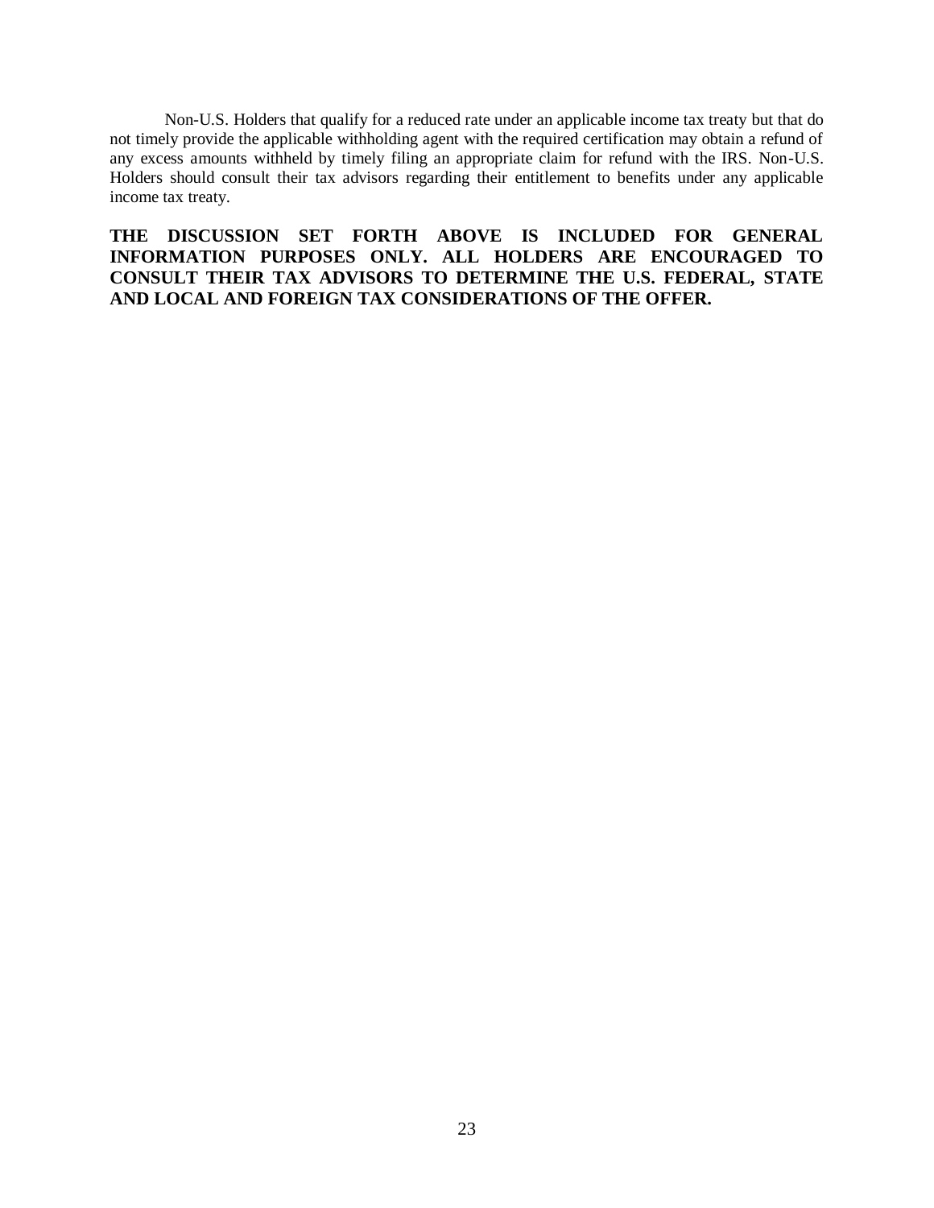Non-U.S. Holders that qualify for a reduced rate under an applicable income tax treaty but that do not timely provide the applicable withholding agent with the required certification may obtain a refund of any excess amounts withheld by timely filing an appropriate claim for refund with the IRS. Non-U.S. Holders should consult their tax advisors regarding their entitlement to benefits under any applicable income tax treaty.

**THE DISCUSSION SET FORTH ABOVE IS INCLUDED FOR GENERAL INFORMATION PURPOSES ONLY. ALL HOLDERS ARE ENCOURAGED TO CONSULT THEIR TAX ADVISORS TO DETERMINE THE U.S. FEDERAL, STATE AND LOCAL AND FOREIGN TAX CONSIDERATIONS OF THE OFFER.**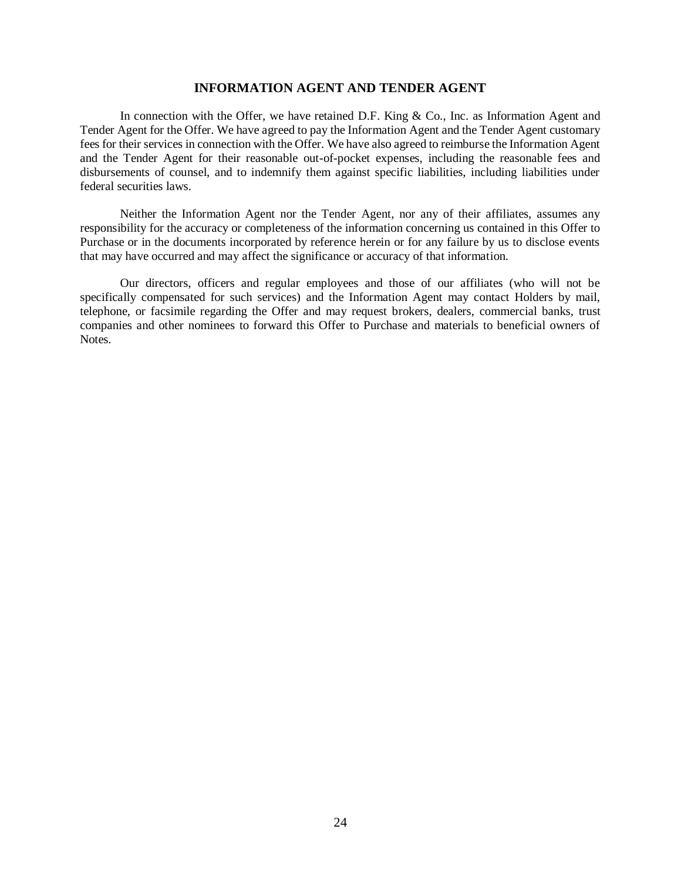## INFORMATION AGENT AND TENDER AGENT

In connection with the Offer, we have retained D.F. King & Co., Inc. as Information Agent and Tender Agent for the Offer. We have agreed to pay the Information Agent and the Tender Agent customary fees for their services in connection with the Offer. We have also agreed to reimburse the Information Agent and the Tender Agent for their reasonable out-of-pocket expenses, including the reasonable fees and disbursements of counsel, and to indemnify them against specific liabilities, including liabilities under federal securities laws.

Neither the Information Agent nor the Tender Agent, nor any of their affiliates, assumes any responsibility for the accuracy or completeness of the information concerning us contained in this Offer to Purchase or in the documents incorporated by reference herein or for any failure by us to disclose events that may have occurred and may affect the significance or accuracy of that information.

Our directors, officers and regular employees and those of our affiliates (who will not be specifically compensated for such services) and the Information Agent may contact Holders by mail, telephone, or facsimile regarding the Offer and may request brokers, dealers, commercial banks, trust companies and other nominees to forward this Offer to Purchase and materials to beneficial owners of Notes.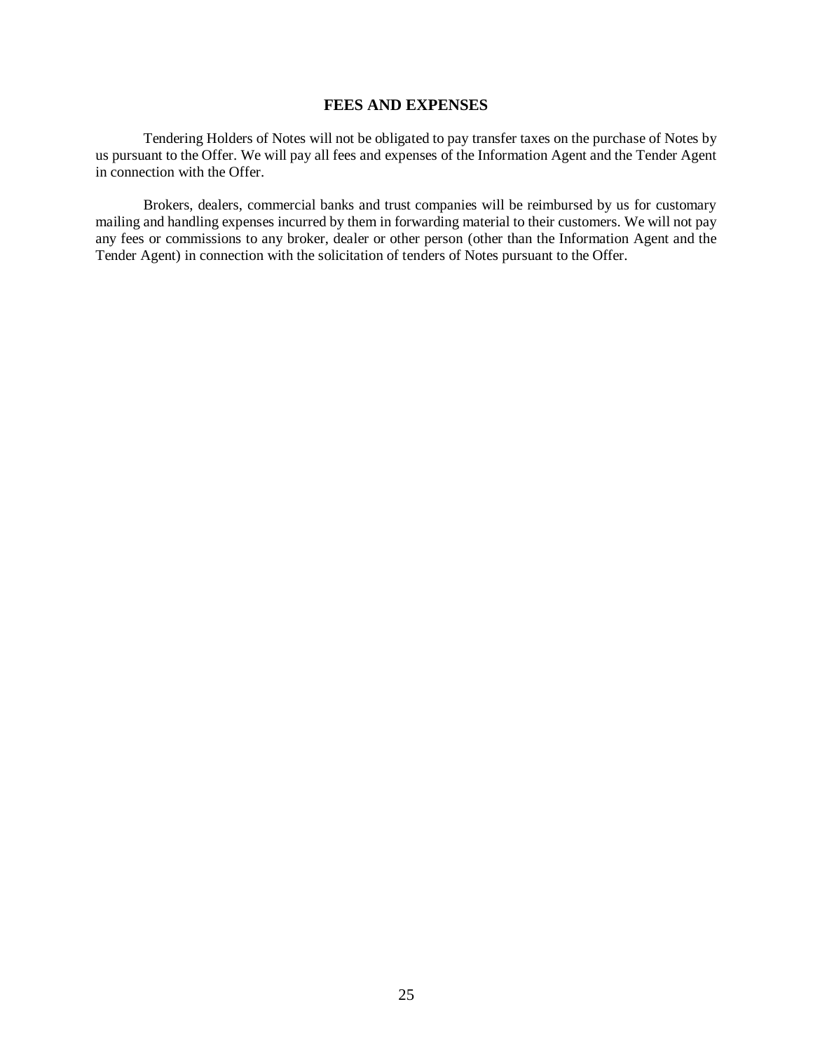## FEES AND EXPENSES

Tendering Holders of Notes will not be obligated to pay transfer taxes on the purchase of Notes by us pursuant to the Offer. We will pay all fees and expenses of the Information Agent and the Tender Agent in connection with the Offer.

Brokers, dealers, commercial banks and trust companies will be reimbursed by us for customary mailing and handling expenses incurred by them in forwarding material to their customers. We will not pay any fees or commissions to any broker, dealer or other person (other than the Information Agent and the Tender Agent) in connection with the solicitation of tenders of Notes pursuant to the Offer.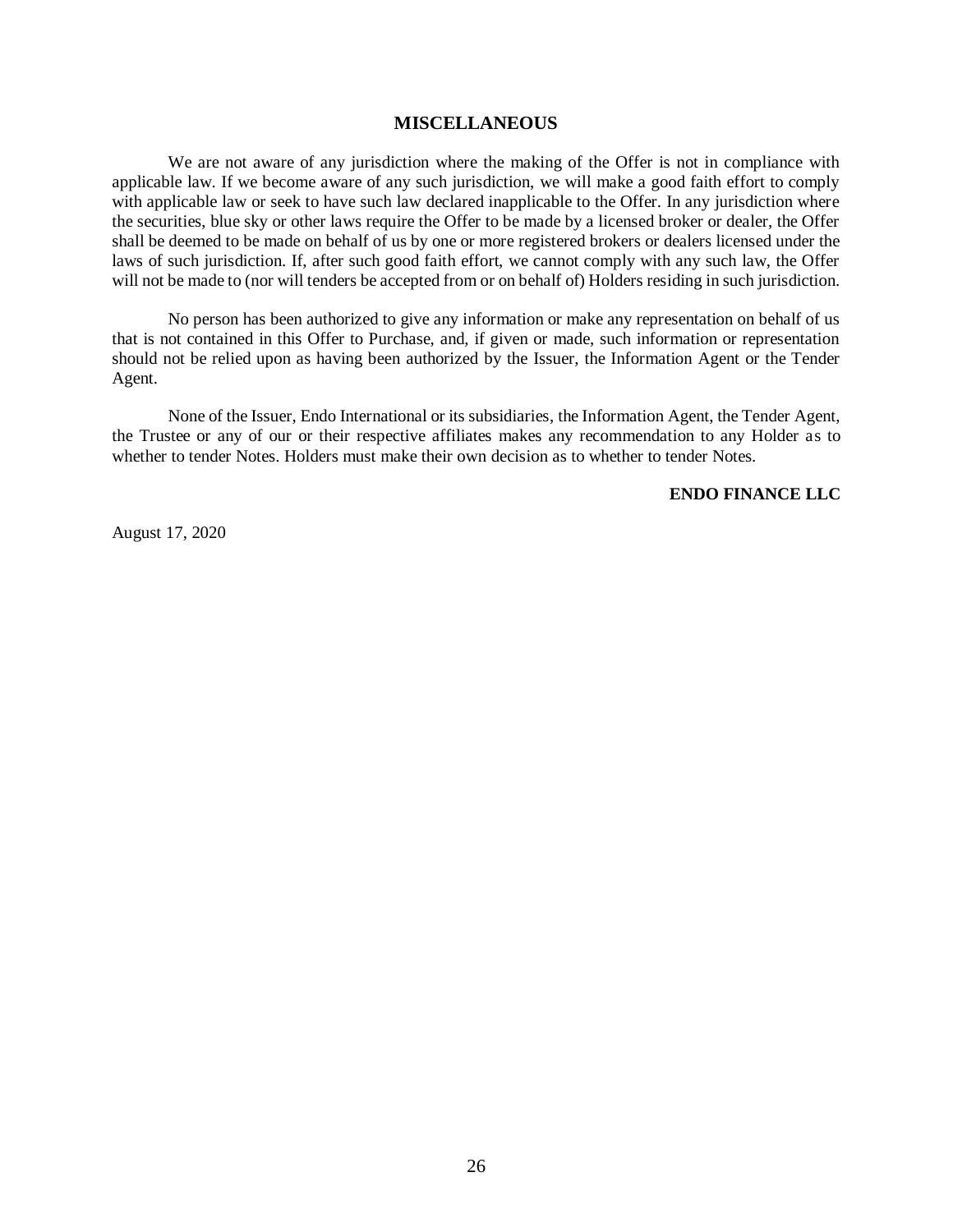## MISCELLANEOUS

We are not aware of any jurisdiction where the making of the Offer is not in compliance with applicable law. If we become aware of any such jurisdiction, we will make a good faith effort to comply with applicable law or seek to have such law declared inapplicable to the Offer. In any jurisdiction where the securities, blue sky or other laws require the Offer to be made by a licensed broker or dealer, the Offer shall be deemed to be made on behalf of us by one or more registered brokers or dealers licensed under the laws of such jurisdiction. If, after such good faith effort, we cannot comply with any such law, the Offer will not be made to (nor will tenders be accepted from or on behalf of) Holders residing in such jurisdiction.

No person has been authorized to give any information or make any representation on behalf of us that is not contained in this Offer to Purchase, and, if given or made, such information or representation should not be relied upon as having been authorized by the Issuer, the Information Agent or the Tender Agent.

None of the Issuer, Endo International or its subsidiaries, the Information Agent, the Tender Agent, the Trustee or any of our or their respective affiliates makes any recommendation to any Holder as to whether to tender Notes. Holders must make their own decision as to whether to tender Notes.

**ENDO FINANCE LLC**

August 17, 2020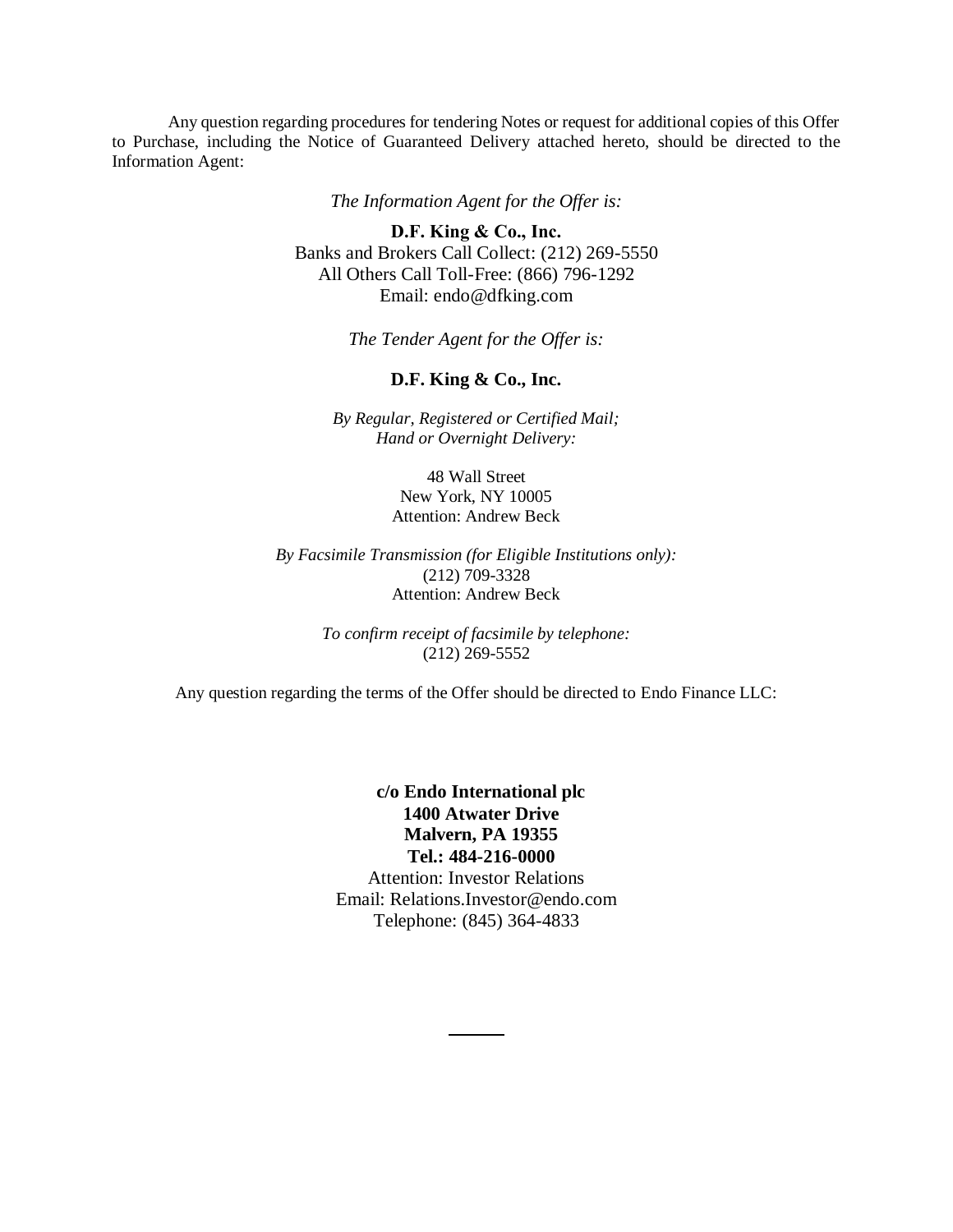Any question regarding procedures for tendering Notes or request for additional copies of this Offer to Purchase, including the Notice of Guaranteed Delivery attached hereto, should be directed to the Information Agent:

*The Information Agent for the Offer is:*

**D.F. King & Co., Inc.**
Banks and Brokers Call Collect: (212) 269-5550
All Others Call Toll-Free: (866) 796-1292
Email: endo@dfking.com

*The Tender Agent for the Offer is:*

**D.F. King & Co., Inc.**

*By Regular, Registered or Certified Mail;*
*Hand or Overnight Delivery:*

48 Wall Street
New York, NY 10005
Attention: Andrew Beck

*By Facsimile Transmission (for Eligible Institutions only):*
(212) 709-3328
Attention: Andrew Beck

*To confirm receipt of facsimile by telephone:*
(212) 269-5552

Any question regarding the terms of the Offer should be directed to Endo Finance LLC:

**c/o Endo International plc**
**1400 Atwater Drive**
**Malvern, PA 19355**
**Tel.: 484-216-0000**
Attention: Investor Relations
Email: Relations.Investor@endo.com
Telephone: (845) 364-4833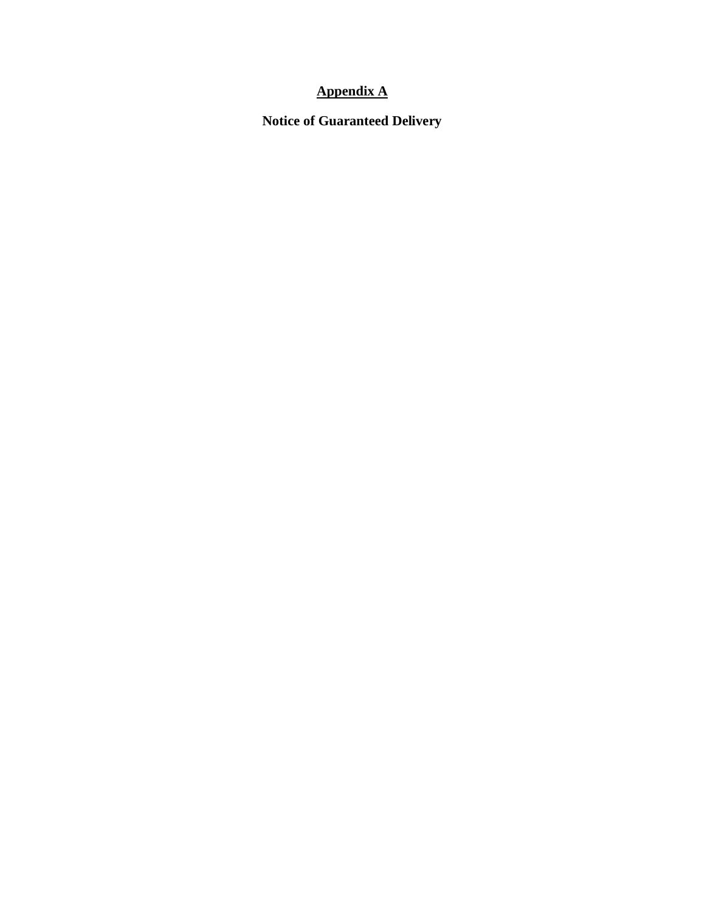# **Appendix A**

## **Notice of Guaranteed Delivery**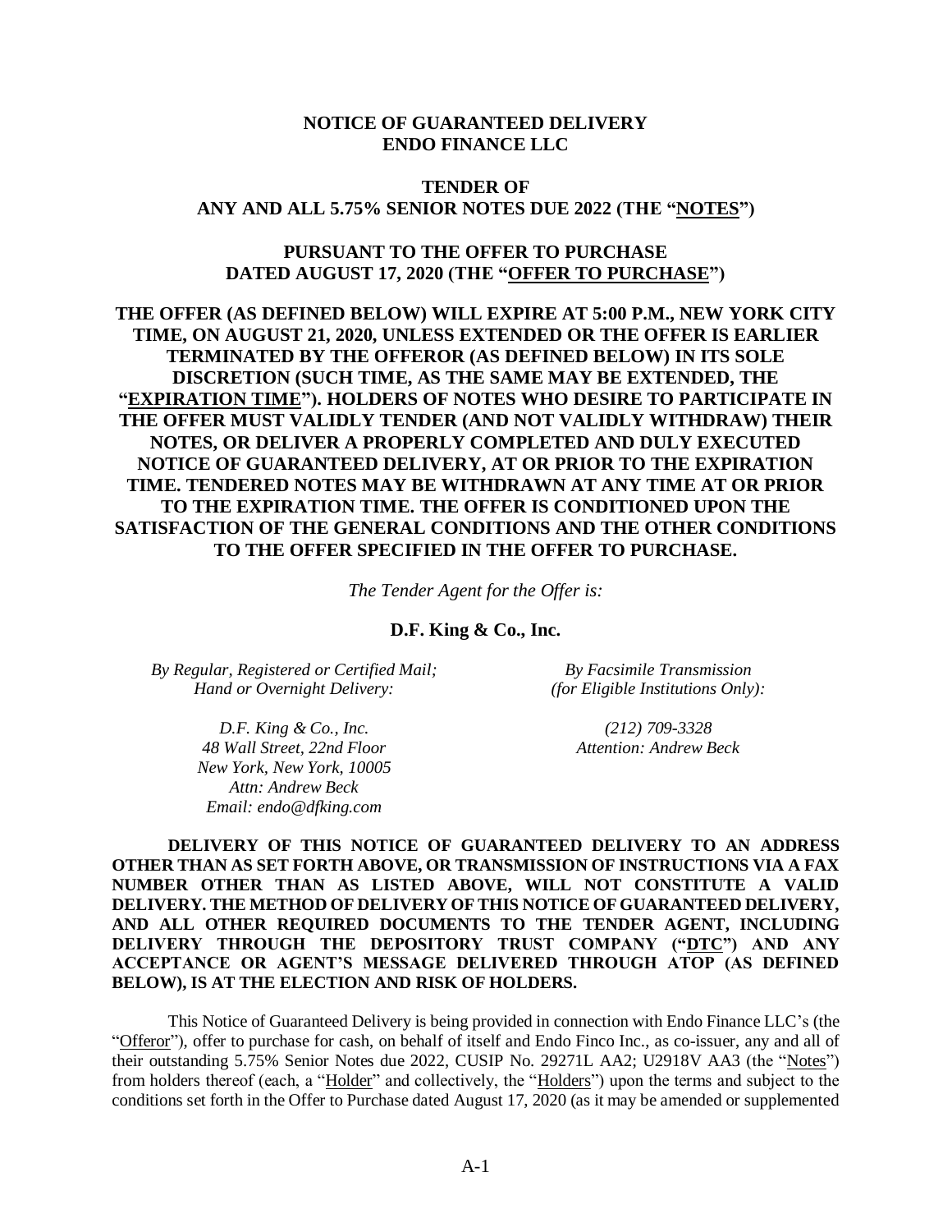**NOTICE OF GUARANTEED DELIVERY**
**ENDO FINANCE LLC**

**TENDER OF**
**ANY AND ALL 5.75% SENIOR NOTES DUE 2022 (THE "NOTES")**

**PURSUANT TO THE OFFER TO PURCHASE**
**DATED AUGUST 17, 2020 (THE "OFFER TO PURCHASE")**

**THE OFFER (AS DEFINED BELOW) WILL EXPIRE AT 5:00 P.M., NEW YORK CITY TIME, ON AUGUST 21, 2020, UNLESS EXTENDED OR THE OFFER IS EARLIER TERMINATED BY THE OFFEROR (AS DEFINED BELOW) IN ITS SOLE DISCRETION (SUCH TIME, AS THE SAME MAY BE EXTENDED, THE "EXPIRATION TIME"). HOLDERS OF NOTES WHO DESIRE TO PARTICIPATE IN THE OFFER MUST VALIDLY TENDER (AND NOT VALIDLY WITHDRAW) THEIR NOTES, OR DELIVER A PROPERLY COMPLETED AND DULY EXECUTED NOTICE OF GUARANTEED DELIVERY, AT OR PRIOR TO THE EXPIRATION TIME. TENDERED NOTES MAY BE WITHDRAWN AT ANY TIME AT OR PRIOR TO THE EXPIRATION TIME. THE OFFER IS CONDITIONED UPON THE SATISFACTION OF THE GENERAL CONDITIONS AND THE OTHER CONDITIONS TO THE OFFER SPECIFIED IN THE OFFER TO PURCHASE.**

*The Tender Agent for the Offer is:*

**D.F. King & Co., Inc.**

*By Regular, Registered or Certified Mail; Hand or Overnight Delivery:*

*D.F. King & Co., Inc.*
*48 Wall Street, 22nd Floor*
*New York, New York, 10005*
*Attn: Andrew Beck*
*Email: endo@dfking.com*

*By Facsimile Transmission (for Eligible Institutions Only):*

*(212) 709-3328*
*Attention: Andrew Beck*

**DELIVERY OF THIS NOTICE OF GUARANTEED DELIVERY TO AN ADDRESS OTHER THAN AS SET FORTH ABOVE, OR TRANSMISSION OF INSTRUCTIONS VIA A FAX NUMBER OTHER THAN AS LISTED ABOVE, WILL NOT CONSTITUTE A VALID DELIVERY. THE METHOD OF DELIVERY OF THIS NOTICE OF GUARANTEED DELIVERY, AND ALL OTHER REQUIRED DOCUMENTS TO THE TENDER AGENT, INCLUDING DELIVERY THROUGH THE DEPOSITORY TRUST COMPANY ("DTC") AND ANY ACCEPTANCE OR AGENT'S MESSAGE DELIVERED THROUGH ATOP (AS DEFINED BELOW), IS AT THE ELECTION AND RISK OF HOLDERS.**

This Notice of Guaranteed Delivery is being provided in connection with Endo Finance LLC's (the "Offeror"), offer to purchase for cash, on behalf of itself and Endo Finco Inc., as co-issuer, any and all of their outstanding 5.75% Senior Notes due 2022, CUSIP No. 29271L AA2; U2918V AA3 (the "Notes") from holders thereof (each, a "Holder" and collectively, the "Holders") upon the terms and subject to the conditions set forth in the Offer to Purchase dated August 17, 2020 (as it may be amended or supplemented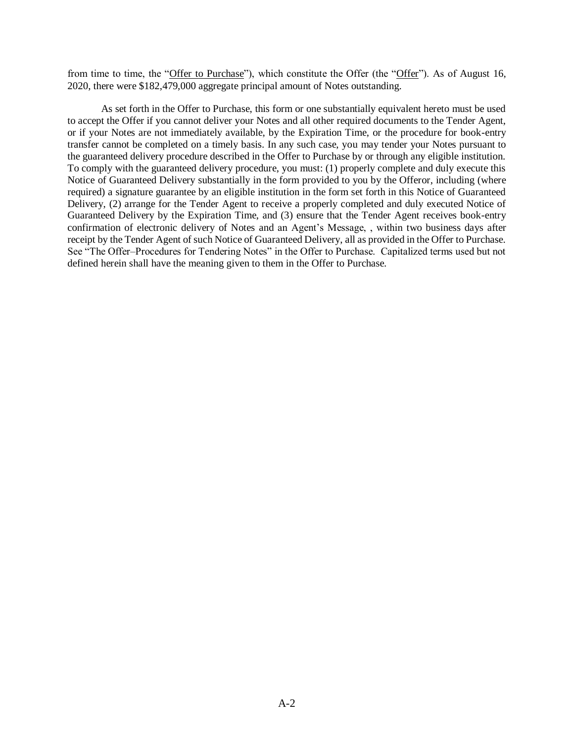from time to time, the "Offer to Purchase"), which constitute the Offer (the "Offer"). As of August 16, 2020, there were $182,479,000 aggregate principal amount of Notes outstanding.

As set forth in the Offer to Purchase, this form or one substantially equivalent hereto must be used to accept the Offer if you cannot deliver your Notes and all other required documents to the Tender Agent, or if your Notes are not immediately available, by the Expiration Time, or the procedure for book-entry transfer cannot be completed on a timely basis. In any such case, you may tender your Notes pursuant to the guaranteed delivery procedure described in the Offer to Purchase by or through any eligible institution. To comply with the guaranteed delivery procedure, you must: (1) properly complete and duly execute this Notice of Guaranteed Delivery substantially in the form provided to you by the Offeror, including (where required) a signature guarantee by an eligible institution in the form set forth in this Notice of Guaranteed Delivery, (2) arrange for the Tender Agent to receive a properly completed and duly executed Notice of Guaranteed Delivery by the Expiration Time, and (3) ensure that the Tender Agent receives book-entry confirmation of electronic delivery of Notes and an Agent's Message, , within two business days after receipt by the Tender Agent of such Notice of Guaranteed Delivery, all as provided in the Offer to Purchase. See "The Offer–Procedures for Tendering Notes" in the Offer to Purchase. Capitalized terms used but not defined herein shall have the meaning given to them in the Offer to Purchase.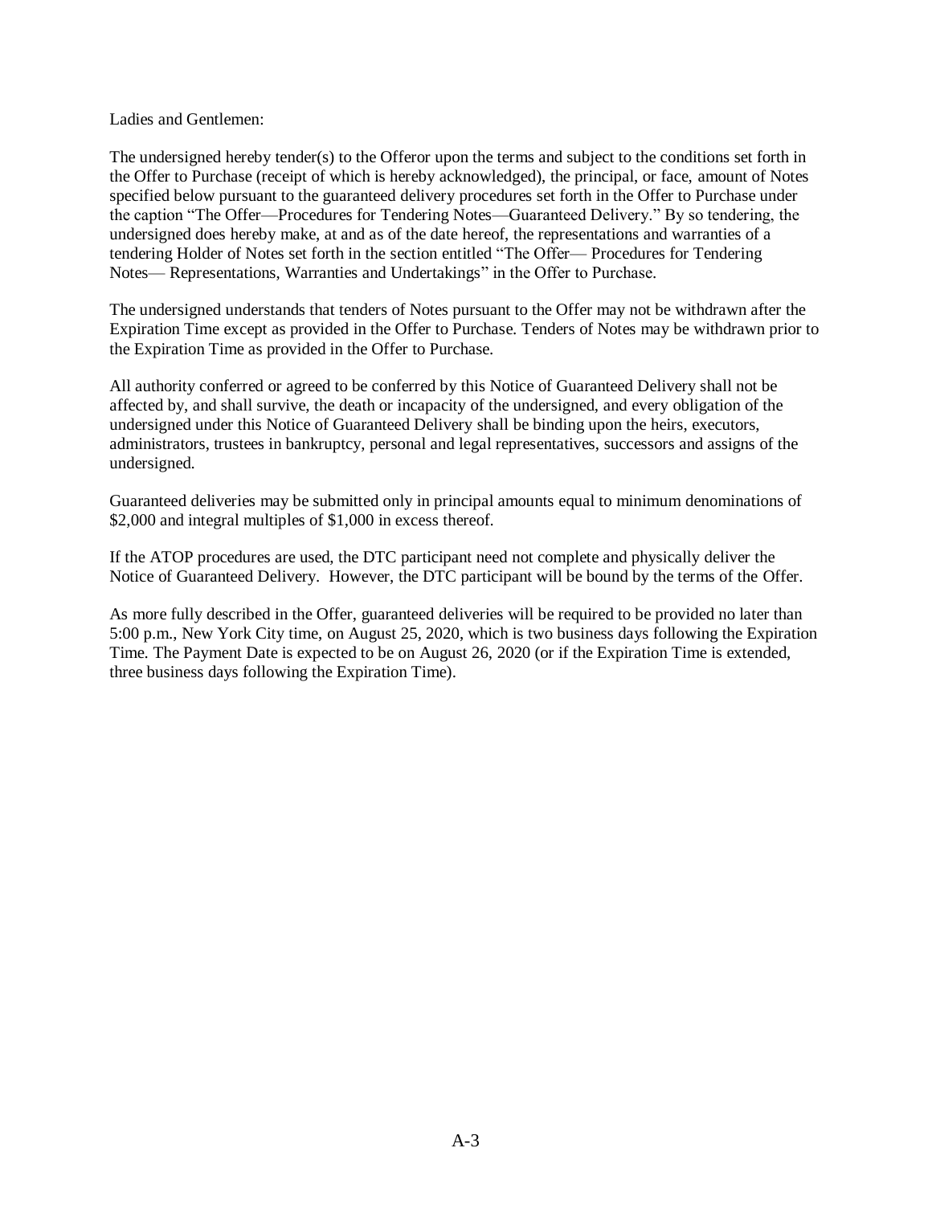Ladies and Gentlemen:

The undersigned hereby tender(s) to the Offeror upon the terms and subject to the conditions set forth in the Offer to Purchase (receipt of which is hereby acknowledged), the principal, or face, amount of Notes specified below pursuant to the guaranteed delivery procedures set forth in the Offer to Purchase under the caption "The Offer—Procedures for Tendering Notes—Guaranteed Delivery." By so tendering, the undersigned does hereby make, at and as of the date hereof, the representations and warranties of a tendering Holder of Notes set forth in the section entitled "The Offer— Procedures for Tendering Notes— Representations, Warranties and Undertakings" in the Offer to Purchase.

The undersigned understands that tenders of Notes pursuant to the Offer may not be withdrawn after the Expiration Time except as provided in the Offer to Purchase. Tenders of Notes may be withdrawn prior to the Expiration Time as provided in the Offer to Purchase.

All authority conferred or agreed to be conferred by this Notice of Guaranteed Delivery shall not be affected by, and shall survive, the death or incapacity of the undersigned, and every obligation of the undersigned under this Notice of Guaranteed Delivery shall be binding upon the heirs, executors, administrators, trustees in bankruptcy, personal and legal representatives, successors and assigns of the undersigned.

Guaranteed deliveries may be submitted only in principal amounts equal to minimum denominations of $2,000 and integral multiples of $1,000 in excess thereof.

If the ATOP procedures are used, the DTC participant need not complete and physically deliver the Notice of Guaranteed Delivery. However, the DTC participant will be bound by the terms of the Offer.

As more fully described in the Offer, guaranteed deliveries will be required to be provided no later than 5:00 p.m., New York City time, on August 25, 2020, which is two business days following the Expiration Time. The Payment Date is expected to be on August 26, 2020 (or if the Expiration Time is extended, three business days following the Expiration Time).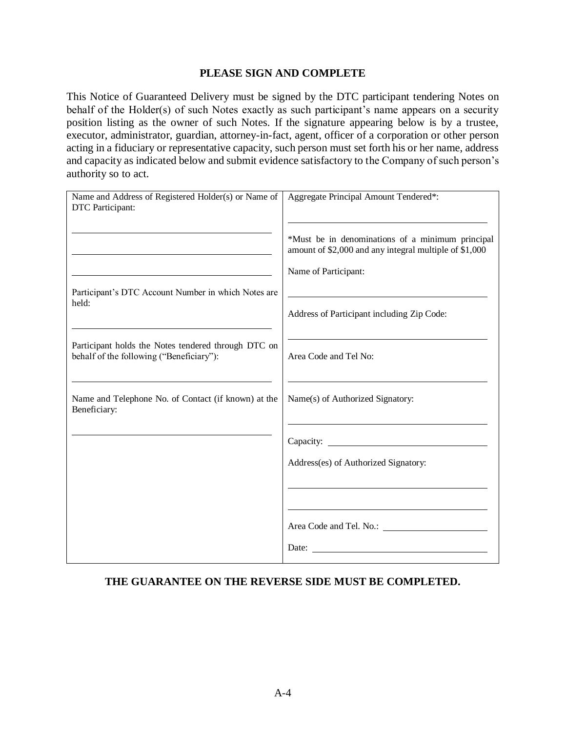## PLEASE SIGN AND COMPLETE

This Notice of Guaranteed Delivery must be signed by the DTC participant tendering Notes on behalf of the Holder(s) of such Notes exactly as such participant's name appears on a security position listing as the owner of such Notes. If the signature appearing below is by a trustee, executor, administrator, guardian, attorney-in-fact, agent, officer of a corporation or other person acting in a fiduciary or representative capacity, such person must set forth his or her name, address and capacity as indicated below and submit evidence satisfactory to the Company of such person's authority so to act.

| | |
|---|---|
| Name and Address of Registered Holder(s) or Name of DTC Participant:<br><br>\_\_\_\_\_\_\_\_\_\_\_\_\_\_\_\_\_\_\_\_\_\_\_\_\_\_\_\_\_\_<br>\_\_\_\_\_\_\_\_\_\_\_\_\_\_\_\_\_\_\_\_\_\_\_\_\_\_\_\_\_\_<br>\_\_\_\_\_\_\_\_\_\_\_\_\_\_\_\_\_\_\_\_\_\_\_\_\_\_\_\_\_\_ | Aggregate Principal Amount Tendered*:<br><br>\_\_\_\_\_\_\_\_\_\_\_\_\_\_\_\_\_\_\_\_\_\_\_\_\_\_\_\_\_\_<br><br>*Must be in denominations of a minimum principal amount of $2,000 and any integral multiple of $1,000 |
| Participant's DTC Account Number in which Notes are held:<br><br>\_\_\_\_\_\_\_\_\_\_\_\_\_\_\_\_\_\_\_\_\_\_\_\_\_\_\_\_\_\_ | Name of Participant:<br><br>\_\_\_\_\_\_\_\_\_\_\_\_\_\_\_\_\_\_\_\_\_\_\_\_\_\_\_\_\_\_<br><br>Address of Participant including Zip Code:<br><br>\_\_\_\_\_\_\_\_\_\_\_\_\_\_\_\_\_\_\_\_\_\_\_\_\_\_\_\_\_\_ |
| Participant holds the Notes tendered through DTC on behalf of the following ("Beneficiary"):<br><br>\_\_\_\_\_\_\_\_\_\_\_\_\_\_\_\_\_\_\_\_\_\_\_\_\_\_\_\_\_\_ | Area Code and Tel No:<br><br>\_\_\_\_\_\_\_\_\_\_\_\_\_\_\_\_\_\_\_\_\_\_\_\_\_\_\_\_\_\_ |
| Name and Telephone No. of Contact (if known) at the Beneficiary:<br><br>\_\_\_\_\_\_\_\_\_\_\_\_\_\_\_\_\_\_\_\_\_\_\_\_\_\_\_\_\_\_ | Name(s) of Authorized Signatory:<br><br>\_\_\_\_\_\_\_\_\_\_\_\_\_\_\_\_\_\_\_\_\_\_\_\_\_\_\_\_\_\_<br><br>Capacity: \_\_\_\_\_\_\_\_\_\_\_\_\_\_\_\_\_\_\_\_\_\_\_\_<br><br>Address(es) of Authorized Signatory:<br><br>\_\_\_\_\_\_\_\_\_\_\_\_\_\_\_\_\_\_\_\_\_\_\_\_\_\_\_\_\_\_<br>\_\_\_\_\_\_\_\_\_\_\_\_\_\_\_\_\_\_\_\_\_\_\_\_\_\_\_\_\_\_<br><br>Area Code and Tel. No.: \_\_\_\_\_\_\_\_\_\_\_\_\_\_\_\_\_\_<br><br>Date: \_\_\_\_\_\_\_\_\_\_\_\_\_\_\_\_\_\_\_\_\_\_\_\_\_\_\_\_ |

**THE GUARANTEE ON THE REVERSE SIDE MUST BE COMPLETED.**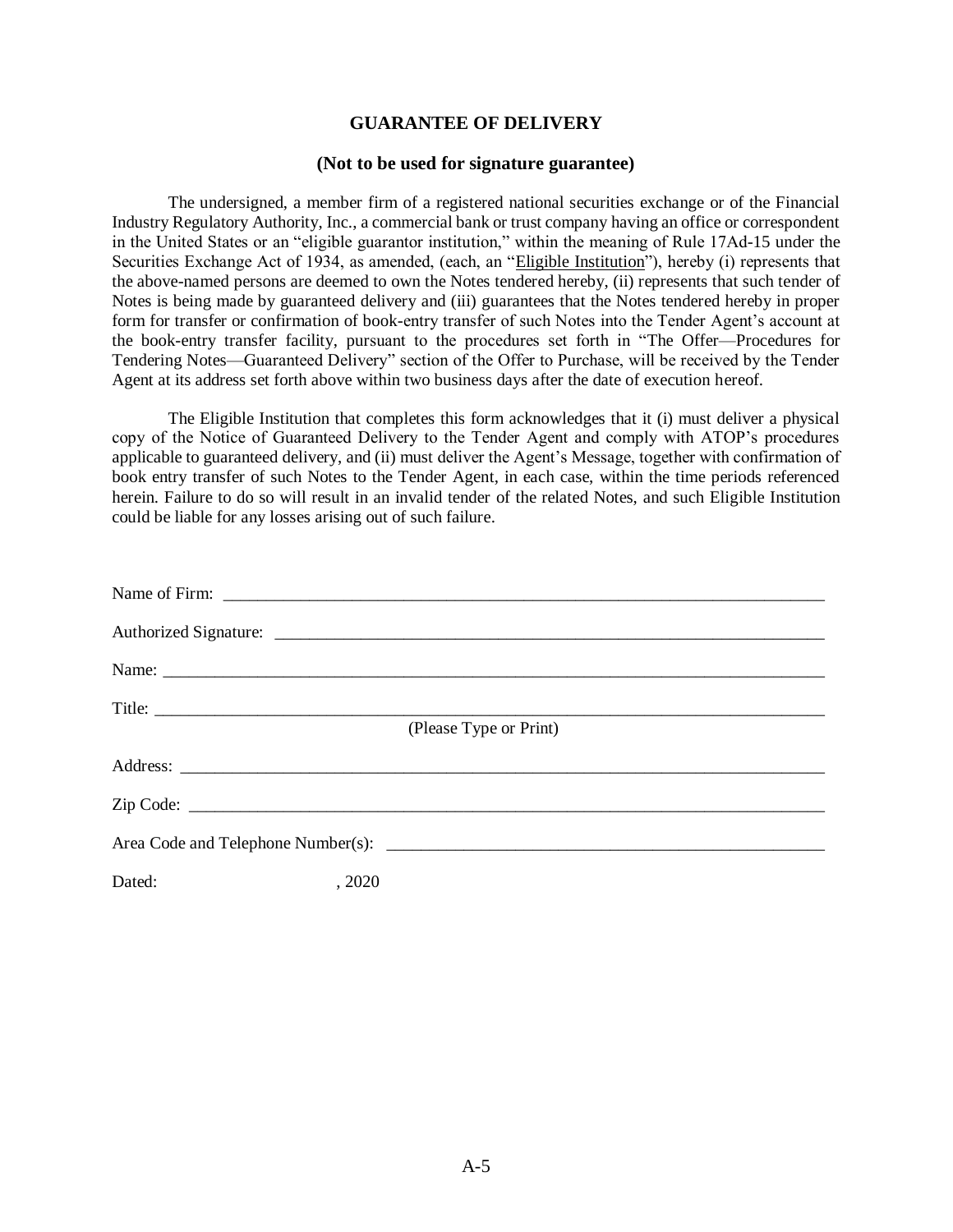## GUARANTEE OF DELIVERY

**(Not to be used for signature guarantee)**

The undersigned, a member firm of a registered national securities exchange or of the Financial Industry Regulatory Authority, Inc., a commercial bank or trust company having an office or correspondent in the United States or an "eligible guarantor institution," within the meaning of Rule 17Ad-15 under the Securities Exchange Act of 1934, as amended, (each, an "Eligible Institution"), hereby (i) represents that the above-named persons are deemed to own the Notes tendered hereby, (ii) represents that such tender of Notes is being made by guaranteed delivery and (iii) guarantees that the Notes tendered hereby in proper form for transfer or confirmation of book-entry transfer of such Notes into the Tender Agent's account at the book-entry transfer facility, pursuant to the procedures set forth in "The Offer—Procedures for Tendering Notes—Guaranteed Delivery" section of the Offer to Purchase, will be received by the Tender Agent at its address set forth above within two business days after the date of execution hereof.

The Eligible Institution that completes this form acknowledges that it (i) must deliver a physical copy of the Notice of Guaranteed Delivery to the Tender Agent and comply with ATOP's procedures applicable to guaranteed delivery, and (ii) must deliver the Agent's Message, together with confirmation of book entry transfer of such Notes to the Tender Agent, in each case, within the time periods referenced herein. Failure to do so will result in an invalid tender of the related Notes, and such Eligible Institution could be liable for any losses arising out of such failure.

Name of Firm: ___________________________________________

Authorized Signature: ___________________________________________

Name: ___________________________________________

Title: ___________________________________________

(Please Type or Print)

Address: ___________________________________________

Zip Code: ___________________________________________

Area Code and Telephone Number(s): ___________________________________________

Dated: , 2020